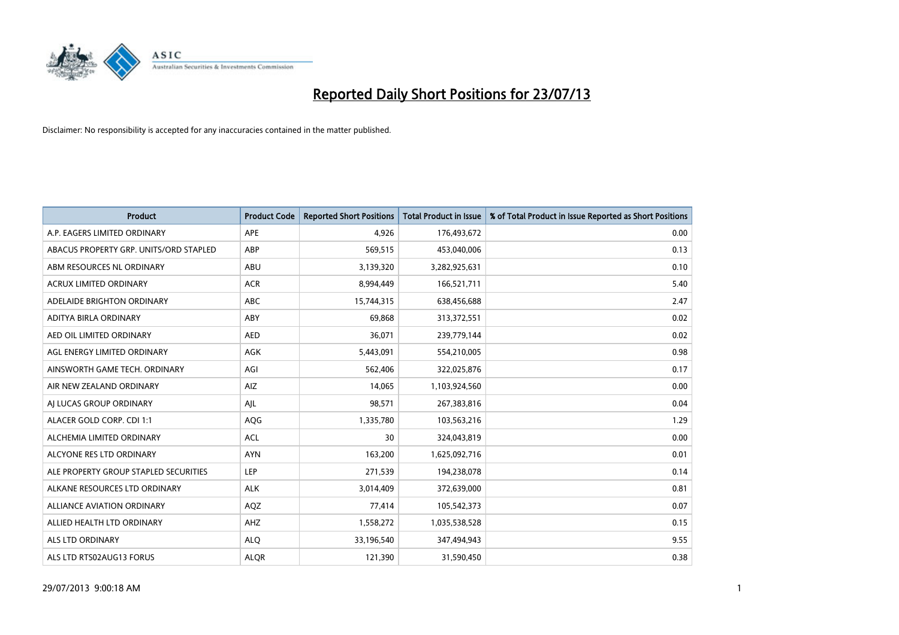# Reported Daily Short Positions for 23/07/13

Disclaimer: No responsibility is accepted for any inaccuracies contained in the matter published.

| Product | Product Code | Reported Short Positions | Total Product in Issue | % of Total Product in Issue Reported as Short Positions |
|---|---|---|---|---|
| A.P. EAGERS LIMITED ORDINARY | APE | 4,926 | 176,493,672 | 0.00 |
| ABACUS PROPERTY GRP. UNITS/ORD STAPLED | ABP | 569,515 | 453,040,006 | 0.13 |
| ABM RESOURCES NL ORDINARY | ABU | 3,139,320 | 3,282,925,631 | 0.10 |
| ACRUX LIMITED ORDINARY | ACR | 8,994,449 | 166,521,711 | 5.40 |
| ADELAIDE BRIGHTON ORDINARY | ABC | 15,744,315 | 638,456,688 | 2.47 |
| ADITYA BIRLA ORDINARY | ABY | 69,868 | 313,372,551 | 0.02 |
| AED OIL LIMITED ORDINARY | AED | 36,071 | 239,779,144 | 0.02 |
| AGL ENERGY LIMITED ORDINARY | AGK | 5,443,091 | 554,210,005 | 0.98 |
| AINSWORTH GAME TECH. ORDINARY | AGI | 562,406 | 322,025,876 | 0.17 |
| AIR NEW ZEALAND ORDINARY | AIZ | 14,065 | 1,103,924,560 | 0.00 |
| AJ LUCAS GROUP ORDINARY | AJL | 98,571 | 267,383,816 | 0.04 |
| ALACER GOLD CORP. CDI 1:1 | AQG | 1,335,780 | 103,563,216 | 1.29 |
| ALCHEMIA LIMITED ORDINARY | ACL | 30 | 324,043,819 | 0.00 |
| ALCYONE RES LTD ORDINARY | AYN | 163,200 | 1,625,092,716 | 0.01 |
| ALE PROPERTY GROUP STAPLED SECURITIES | LEP | 271,539 | 194,238,078 | 0.14 |
| ALKANE RESOURCES LTD ORDINARY | ALK | 3,014,409 | 372,639,000 | 0.81 |
| ALLIANCE AVIATION ORDINARY | AQZ | 77,414 | 105,542,373 | 0.07 |
| ALLIED HEALTH LTD ORDINARY | AHZ | 1,558,272 | 1,035,538,528 | 0.15 |
| ALS LTD ORDINARY | ALQ | 33,196,540 | 347,494,943 | 9.55 |
| ALS LTD RTS02AUG13 FORUS | ALQR | 121,390 | 31,590,450 | 0.38 |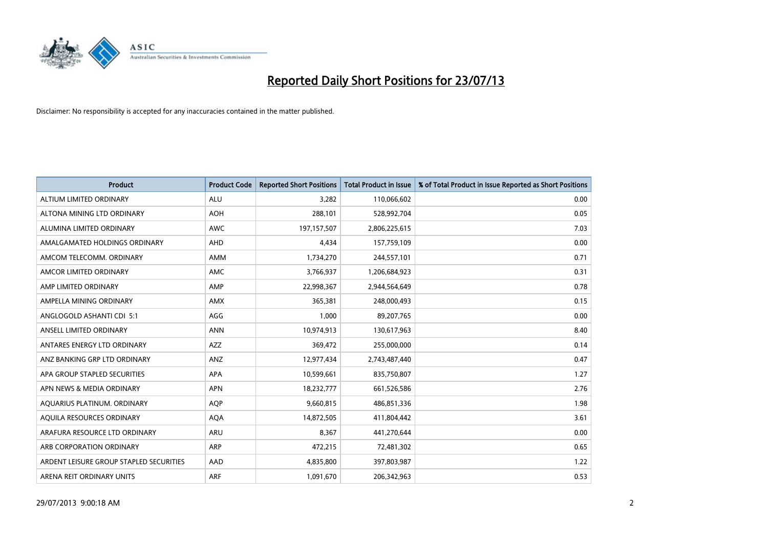# Reported Daily Short Positions for 23/07/13

Disclaimer: No responsibility is accepted for any inaccuracies contained in the matter published.

| Product | Product Code | Reported Short Positions | Total Product in Issue | % of Total Product in Issue Reported as Short Positions |
|---|---|---|---|---|
| ALTIUM LIMITED ORDINARY | ALU | 3,282 | 110,066,602 | 0.00 |
| ALTONA MINING LTD ORDINARY | AOH | 288,101 | 528,992,704 | 0.05 |
| ALUMINA LIMITED ORDINARY | AWC | 197,157,507 | 2,806,225,615 | 7.03 |
| AMALGAMATED HOLDINGS ORDINARY | AHD | 4,434 | 157,759,109 | 0.00 |
| AMCOM TELECOMM. ORDINARY | AMM | 1,734,270 | 244,557,101 | 0.71 |
| AMCOR LIMITED ORDINARY | AMC | 3,766,937 | 1,206,684,923 | 0.31 |
| AMP LIMITED ORDINARY | AMP | 22,998,367 | 2,944,564,649 | 0.78 |
| AMPELLA MINING ORDINARY | AMX | 365,381 | 248,000,493 | 0.15 |
| ANGLOGOLD ASHANTI CDI 5:1 | AGG | 1,000 | 89,207,765 | 0.00 |
| ANSELL LIMITED ORDINARY | ANN | 10,974,913 | 130,617,963 | 8.40 |
| ANTARES ENERGY LTD ORDINARY | AZZ | 369,472 | 255,000,000 | 0.14 |
| ANZ BANKING GRP LTD ORDINARY | ANZ | 12,977,434 | 2,743,487,440 | 0.47 |
| APA GROUP STAPLED SECURITIES | APA | 10,599,661 | 835,750,807 | 1.27 |
| APN NEWS & MEDIA ORDINARY | APN | 18,232,777 | 661,526,586 | 2.76 |
| AQUARIUS PLATINUM. ORDINARY | AQP | 9,660,815 | 486,851,336 | 1.98 |
| AQUILA RESOURCES ORDINARY | AQA | 14,872,505 | 411,804,442 | 3.61 |
| ARAFURA RESOURCE LTD ORDINARY | ARU | 8,367 | 441,270,644 | 0.00 |
| ARB CORPORATION ORDINARY | ARP | 472,215 | 72,481,302 | 0.65 |
| ARDENT LEISURE GROUP STAPLED SECURITIES | AAD | 4,835,800 | 397,803,987 | 1.22 |
| ARENA REIT ORDINARY UNITS | ARF | 1,091,670 | 206,342,963 | 0.53 |

29/07/2013 9:00:18 AM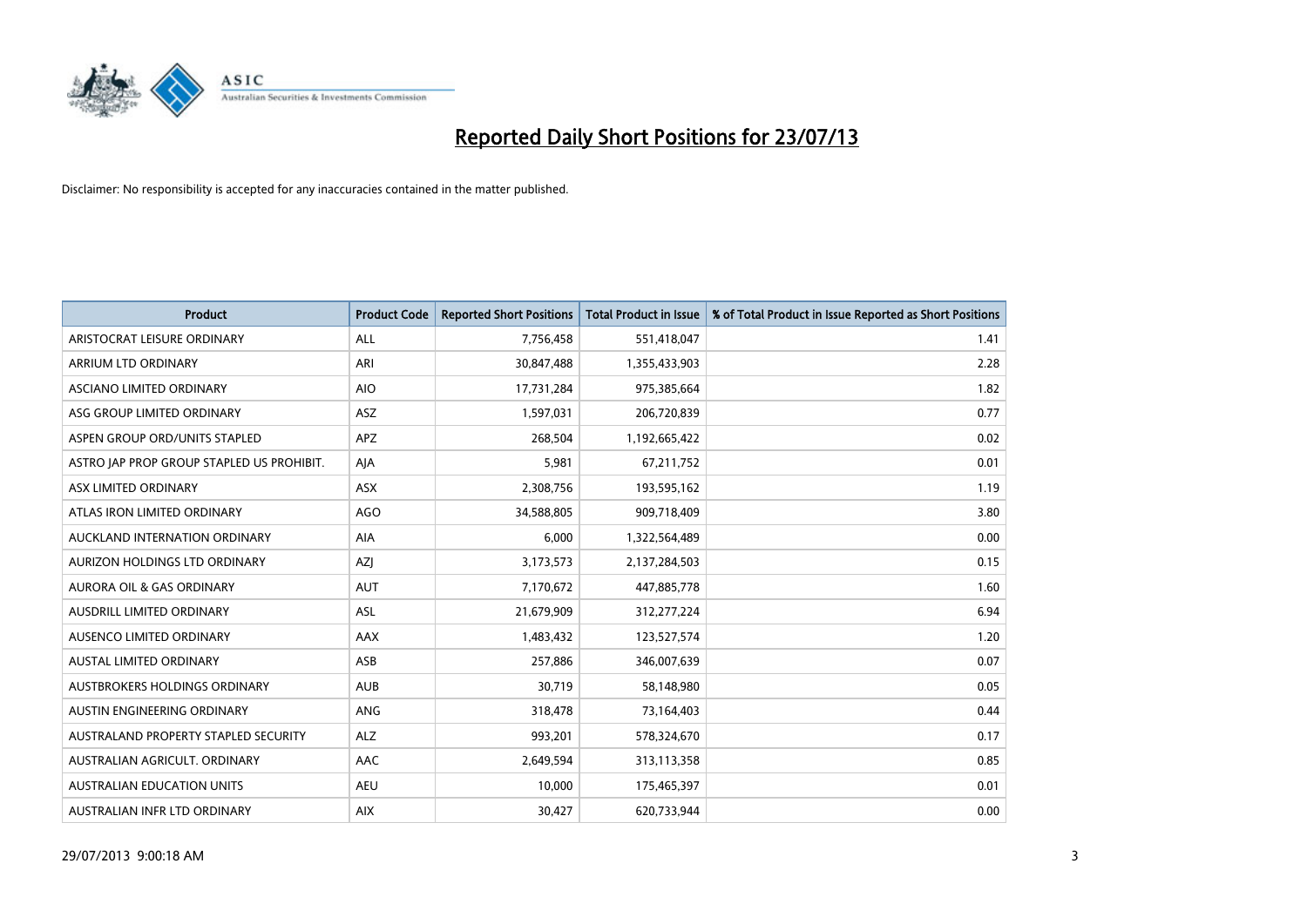# Reported Daily Short Positions for 23/07/13

Disclaimer: No responsibility is accepted for any inaccuracies contained in the matter published.

| Product | Product Code | Reported Short Positions | Total Product in Issue | % of Total Product in Issue Reported as Short Positions |
|---|---|---|---|---|
| ARISTOCRAT LEISURE ORDINARY | ALL | 7,756,458 | 551,418,047 | 1.41 |
| ARRIUM LTD ORDINARY | ARI | 30,847,488 | 1,355,433,903 | 2.28 |
| ASCIANO LIMITED ORDINARY | AIO | 17,731,284 | 975,385,664 | 1.82 |
| ASG GROUP LIMITED ORDINARY | ASZ | 1,597,031 | 206,720,839 | 0.77 |
| ASPEN GROUP ORD/UNITS STAPLED | APZ | 268,504 | 1,192,665,422 | 0.02 |
| ASTRO JAP PROP GROUP STAPLED US PROHIBIT. | AJA | 5,981 | 67,211,752 | 0.01 |
| ASX LIMITED ORDINARY | ASX | 2,308,756 | 193,595,162 | 1.19 |
| ATLAS IRON LIMITED ORDINARY | AGO | 34,588,805 | 909,718,409 | 3.80 |
| AUCKLAND INTERNATION ORDINARY | AIA | 6,000 | 1,322,564,489 | 0.00 |
| AURIZON HOLDINGS LTD ORDINARY | AZJ | 3,173,573 | 2,137,284,503 | 0.15 |
| AURORA OIL & GAS ORDINARY | AUT | 7,170,672 | 447,885,778 | 1.60 |
| AUSDRILL LIMITED ORDINARY | ASL | 21,679,909 | 312,277,224 | 6.94 |
| AUSENCO LIMITED ORDINARY | AAX | 1,483,432 | 123,527,574 | 1.20 |
| AUSTAL LIMITED ORDINARY | ASB | 257,886 | 346,007,639 | 0.07 |
| AUSTBROKERS HOLDINGS ORDINARY | AUB | 30,719 | 58,148,980 | 0.05 |
| AUSTIN ENGINEERING ORDINARY | ANG | 318,478 | 73,164,403 | 0.44 |
| AUSTRALAND PROPERTY STAPLED SECURITY | ALZ | 993,201 | 578,324,670 | 0.17 |
| AUSTRALIAN AGRICULT. ORDINARY | AAC | 2,649,594 | 313,113,358 | 0.85 |
| AUSTRALIAN EDUCATION UNITS | AEU | 10,000 | 175,465,397 | 0.01 |
| AUSTRALIAN INFR LTD ORDINARY | AIX | 30,427 | 620,733,944 | 0.00 |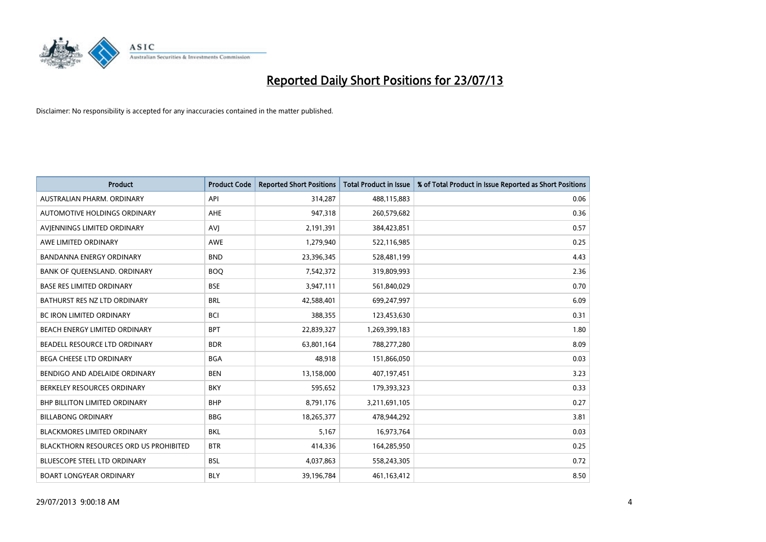# Reported Daily Short Positions for 23/07/13

Disclaimer: No responsibility is accepted for any inaccuracies contained in the matter published.

| Product | Product Code | Reported Short Positions | Total Product in Issue | % of Total Product in Issue Reported as Short Positions |
|---|---|---|---|---|
| AUSTRALIAN PHARM. ORDINARY | API | 314,287 | 488,115,883 | 0.06 |
| AUTOMOTIVE HOLDINGS ORDINARY | AHE | 947,318 | 260,579,682 | 0.36 |
| AVJENNINGS LIMITED ORDINARY | AVJ | 2,191,391 | 384,423,851 | 0.57 |
| AWE LIMITED ORDINARY | AWE | 1,279,940 | 522,116,985 | 0.25 |
| BANDANNA ENERGY ORDINARY | BND | 23,396,345 | 528,481,199 | 4.43 |
| BANK OF QUEENSLAND. ORDINARY | BOQ | 7,542,372 | 319,809,993 | 2.36 |
| BASE RES LIMITED ORDINARY | BSE | 3,947,111 | 561,840,029 | 0.70 |
| BATHURST RES NZ LTD ORDINARY | BRL | 42,588,401 | 699,247,997 | 6.09 |
| BC IRON LIMITED ORDINARY | BCI | 388,355 | 123,453,630 | 0.31 |
| BEACH ENERGY LIMITED ORDINARY | BPT | 22,839,327 | 1,269,399,183 | 1.80 |
| BEADELL RESOURCE LTD ORDINARY | BDR | 63,801,164 | 788,277,280 | 8.09 |
| BEGA CHEESE LTD ORDINARY | BGA | 48,918 | 151,866,050 | 0.03 |
| BENDIGO AND ADELAIDE ORDINARY | BEN | 13,158,000 | 407,197,451 | 3.23 |
| BERKELEY RESOURCES ORDINARY | BKY | 595,652 | 179,393,323 | 0.33 |
| BHP BILLITON LIMITED ORDINARY | BHP | 8,791,176 | 3,211,691,105 | 0.27 |
| BILLABONG ORDINARY | BBG | 18,265,377 | 478,944,292 | 3.81 |
| BLACKMORES LIMITED ORDINARY | BKL | 5,167 | 16,973,764 | 0.03 |
| BLACKTHORN RESOURCES ORD US PROHIBITED | BTR | 414,336 | 164,285,950 | 0.25 |
| BLUESCOPE STEEL LTD ORDINARY | BSL | 4,037,863 | 558,243,305 | 0.72 |
| BOART LONGYEAR ORDINARY | BLY | 39,196,784 | 461,163,412 | 8.50 |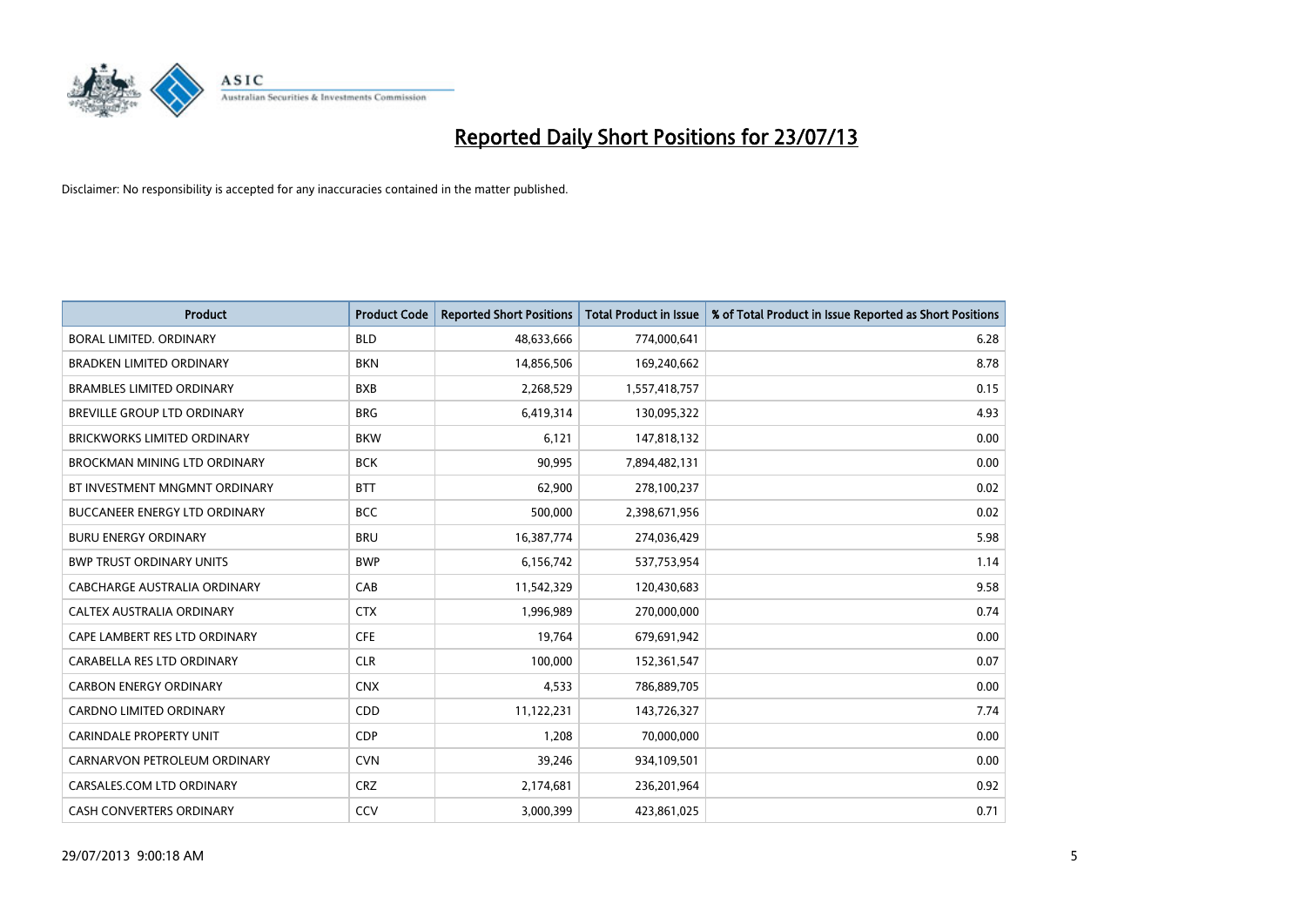# Reported Daily Short Positions for 23/07/13

Disclaimer: No responsibility is accepted for any inaccuracies contained in the matter published.

| Product | Product Code | Reported Short Positions | Total Product in Issue | % of Total Product in Issue Reported as Short Positions |
|---|---|---|---|---|
| BORAL LIMITED. ORDINARY | BLD | 48,633,666 | 774,000,641 | 6.28 |
| BRADKEN LIMITED ORDINARY | BKN | 14,856,506 | 169,240,662 | 8.78 |
| BRAMBLES LIMITED ORDINARY | BXB | 2,268,529 | 1,557,418,757 | 0.15 |
| BREVILLE GROUP LTD ORDINARY | BRG | 6,419,314 | 130,095,322 | 4.93 |
| BRICKWORKS LIMITED ORDINARY | BKW | 6,121 | 147,818,132 | 0.00 |
| BROCKMAN MINING LTD ORDINARY | BCK | 90,995 | 7,894,482,131 | 0.00 |
| BT INVESTMENT MNGMNT ORDINARY | BTT | 62,900 | 278,100,237 | 0.02 |
| BUCCANEER ENERGY LTD ORDINARY | BCC | 500,000 | 2,398,671,956 | 0.02 |
| BURU ENERGY ORDINARY | BRU | 16,387,774 | 274,036,429 | 5.98 |
| BWP TRUST ORDINARY UNITS | BWP | 6,156,742 | 537,753,954 | 1.14 |
| CABCHARGE AUSTRALIA ORDINARY | CAB | 11,542,329 | 120,430,683 | 9.58 |
| CALTEX AUSTRALIA ORDINARY | CTX | 1,996,989 | 270,000,000 | 0.74 |
| CAPE LAMBERT RES LTD ORDINARY | CFE | 19,764 | 679,691,942 | 0.00 |
| CARABELLA RES LTD ORDINARY | CLR | 100,000 | 152,361,547 | 0.07 |
| CARBON ENERGY ORDINARY | CNX | 4,533 | 786,889,705 | 0.00 |
| CARDNO LIMITED ORDINARY | CDD | 11,122,231 | 143,726,327 | 7.74 |
| CARINDALE PROPERTY UNIT | CDP | 1,208 | 70,000,000 | 0.00 |
| CARNARVON PETROLEUM ORDINARY | CVN | 39,246 | 934,109,501 | 0.00 |
| CARSALES.COM LTD ORDINARY | CRZ | 2,174,681 | 236,201,964 | 0.92 |
| CASH CONVERTERS ORDINARY | CCV | 3,000,399 | 423,861,025 | 0.71 |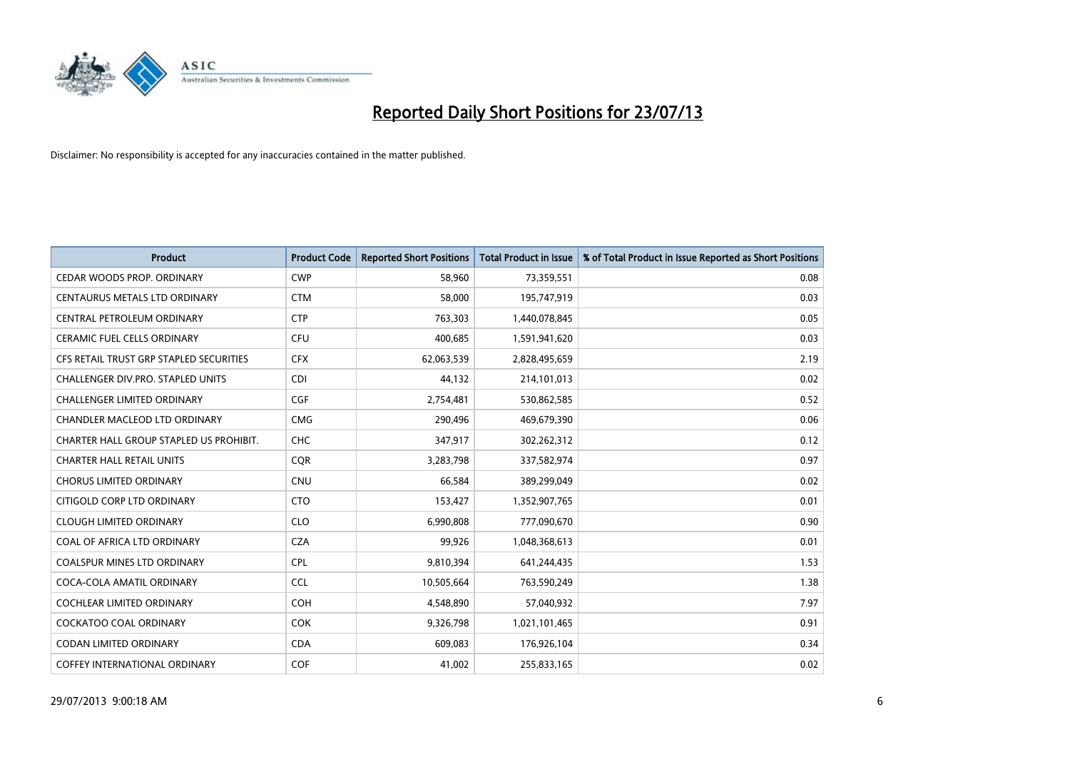# Reported Daily Short Positions for 23/07/13

Disclaimer: No responsibility is accepted for any inaccuracies contained in the matter published.

| Product | Product Code | Reported Short Positions | Total Product in Issue | % of Total Product in Issue Reported as Short Positions |
|---|---|---|---|---|
| CEDAR WOODS PROP. ORDINARY | CWP | 58,960 | 73,359,551 | 0.08 |
| CENTAURUS METALS LTD ORDINARY | CTM | 58,000 | 195,747,919 | 0.03 |
| CENTRAL PETROLEUM ORDINARY | CTP | 763,303 | 1,440,078,845 | 0.05 |
| CERAMIC FUEL CELLS ORDINARY | CFU | 400,685 | 1,591,941,620 | 0.03 |
| CFS RETAIL TRUST GRP STAPLED SECURITIES | CFX | 62,063,539 | 2,828,495,659 | 2.19 |
| CHALLENGER DIV.PRO. STAPLED UNITS | CDI | 44,132 | 214,101,013 | 0.02 |
| CHALLENGER LIMITED ORDINARY | CGF | 2,754,481 | 530,862,585 | 0.52 |
| CHANDLER MACLEOD LTD ORDINARY | CMG | 290,496 | 469,679,390 | 0.06 |
| CHARTER HALL GROUP STAPLED US PROHIBIT. | CHC | 347,917 | 302,262,312 | 0.12 |
| CHARTER HALL RETAIL UNITS | CQR | 3,283,798 | 337,582,974 | 0.97 |
| CHORUS LIMITED ORDINARY | CNU | 66,584 | 389,299,049 | 0.02 |
| CITIGOLD CORP LTD ORDINARY | CTO | 153,427 | 1,352,907,765 | 0.01 |
| CLOUGH LIMITED ORDINARY | CLO | 6,990,808 | 777,090,670 | 0.90 |
| COAL OF AFRICA LTD ORDINARY | CZA | 99,926 | 1,048,368,613 | 0.01 |
| COALSPUR MINES LTD ORDINARY | CPL | 9,810,394 | 641,244,435 | 1.53 |
| COCA-COLA AMATIL ORDINARY | CCL | 10,505,664 | 763,590,249 | 1.38 |
| COCHLEAR LIMITED ORDINARY | COH | 4,548,890 | 57,040,932 | 7.97 |
| COCKATOO COAL ORDINARY | COK | 9,326,798 | 1,021,101,465 | 0.91 |
| CODAN LIMITED ORDINARY | CDA | 609,083 | 176,926,104 | 0.34 |
| COFFEY INTERNATIONAL ORDINARY | COF | 41,002 | 255,833,165 | 0.02 |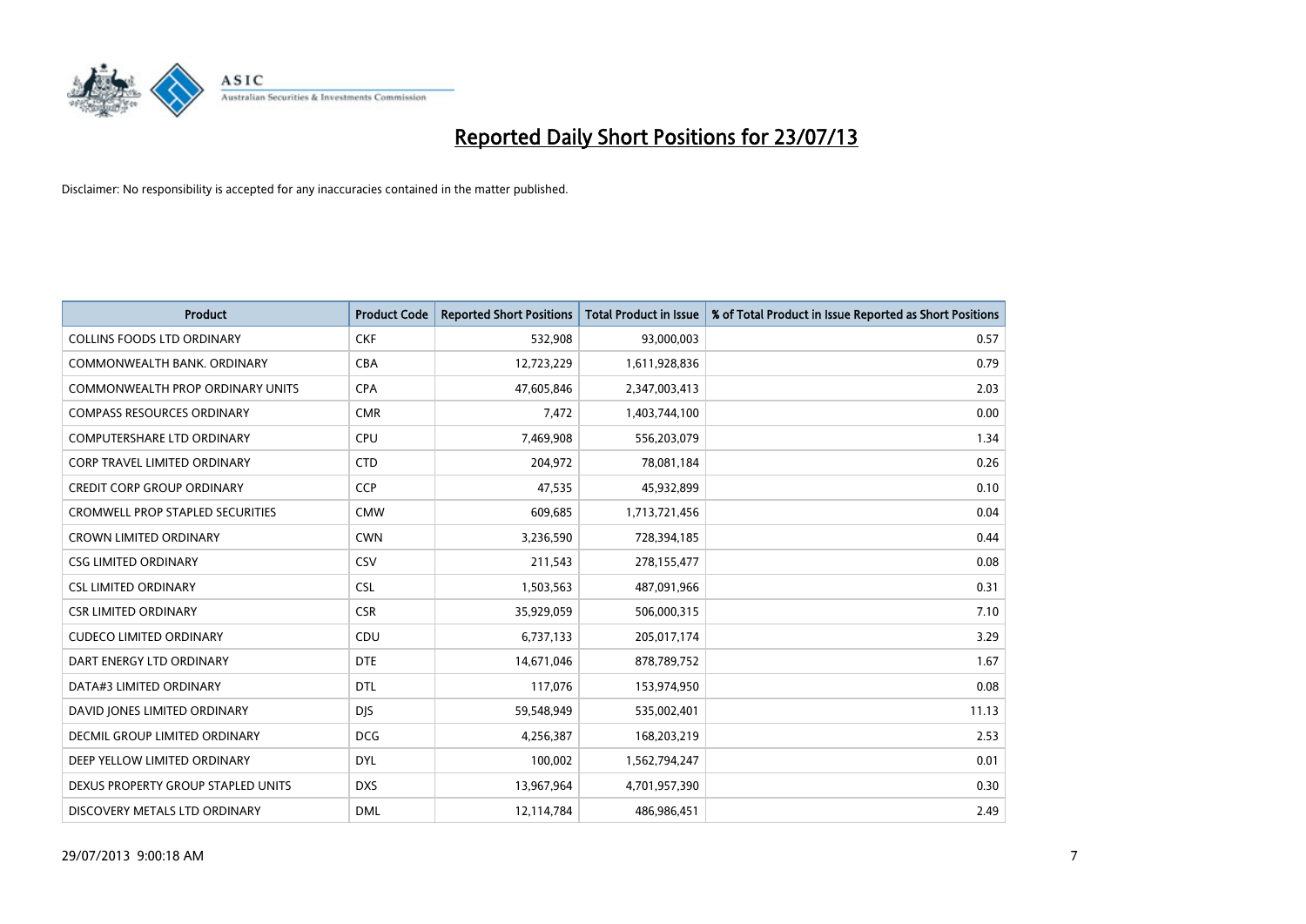# Reported Daily Short Positions for 23/07/13

Disclaimer: No responsibility is accepted for any inaccuracies contained in the matter published.

| Product | Product Code | Reported Short Positions | Total Product in Issue | % of Total Product in Issue Reported as Short Positions |
|---|---|---|---|---|
| COLLINS FOODS LTD ORDINARY | CKF | 532,908 | 93,000,003 | 0.57 |
| COMMONWEALTH BANK. ORDINARY | CBA | 12,723,229 | 1,611,928,836 | 0.79 |
| COMMONWEALTH PROP ORDINARY UNITS | CPA | 47,605,846 | 2,347,003,413 | 2.03 |
| COMPASS RESOURCES ORDINARY | CMR | 7,472 | 1,403,744,100 | 0.00 |
| COMPUTERSHARE LTD ORDINARY | CPU | 7,469,908 | 556,203,079 | 1.34 |
| CORP TRAVEL LIMITED ORDINARY | CTD | 204,972 | 78,081,184 | 0.26 |
| CREDIT CORP GROUP ORDINARY | CCP | 47,535 | 45,932,899 | 0.10 |
| CROMWELL PROP STAPLED SECURITIES | CMW | 609,685 | 1,713,721,456 | 0.04 |
| CROWN LIMITED ORDINARY | CWN | 3,236,590 | 728,394,185 | 0.44 |
| CSG LIMITED ORDINARY | CSV | 211,543 | 278,155,477 | 0.08 |
| CSL LIMITED ORDINARY | CSL | 1,503,563 | 487,091,966 | 0.31 |
| CSR LIMITED ORDINARY | CSR | 35,929,059 | 506,000,315 | 7.10 |
| CUDECO LIMITED ORDINARY | CDU | 6,737,133 | 205,017,174 | 3.29 |
| DART ENERGY LTD ORDINARY | DTE | 14,671,046 | 878,789,752 | 1.67 |
| DATA#3 LIMITED ORDINARY | DTL | 117,076 | 153,974,950 | 0.08 |
| DAVID JONES LIMITED ORDINARY | DJS | 59,548,949 | 535,002,401 | 11.13 |
| DECMIL GROUP LIMITED ORDINARY | DCG | 4,256,387 | 168,203,219 | 2.53 |
| DEEP YELLOW LIMITED ORDINARY | DYL | 100,002 | 1,562,794,247 | 0.01 |
| DEXUS PROPERTY GROUP STAPLED UNITS | DXS | 13,967,964 | 4,701,957,390 | 0.30 |
| DISCOVERY METALS LTD ORDINARY | DML | 12,114,784 | 486,986,451 | 2.49 |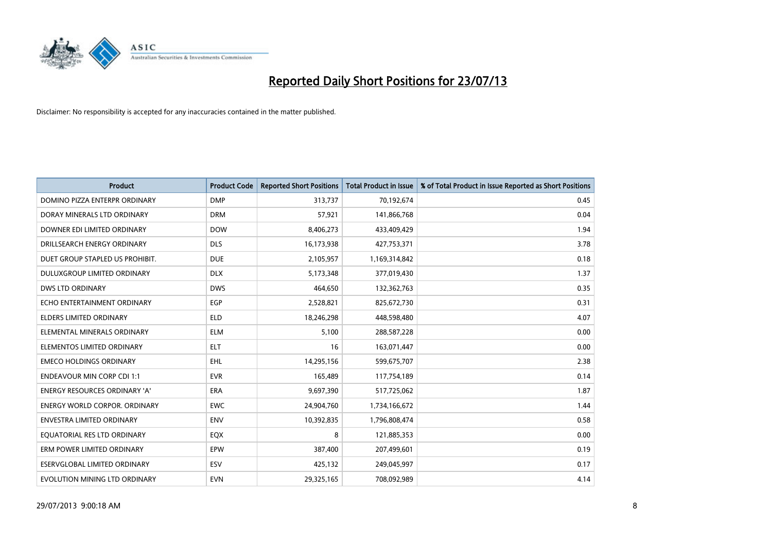# Reported Daily Short Positions for 23/07/13

Disclaimer: No responsibility is accepted for any inaccuracies contained in the matter published.

| Product | Product Code | Reported Short Positions | Total Product in Issue | % of Total Product in Issue Reported as Short Positions |
|---|---|---|---|---|
| DOMINO PIZZA ENTERPR ORDINARY | DMP | 313,737 | 70,192,674 | 0.45 |
| DORAY MINERALS LTD ORDINARY | DRM | 57,921 | 141,866,768 | 0.04 |
| DOWNER EDI LIMITED ORDINARY | DOW | 8,406,273 | 433,409,429 | 1.94 |
| DRILLSEARCH ENERGY ORDINARY | DLS | 16,173,938 | 427,753,371 | 3.78 |
| DUET GROUP STAPLED US PROHIBIT. | DUE | 2,105,957 | 1,169,314,842 | 0.18 |
| DULUXGROUP LIMITED ORDINARY | DLX | 5,173,348 | 377,019,430 | 1.37 |
| DWS LTD ORDINARY | DWS | 464,650 | 132,362,763 | 0.35 |
| ECHO ENTERTAINMENT ORDINARY | EGP | 2,528,821 | 825,672,730 | 0.31 |
| ELDERS LIMITED ORDINARY | ELD | 18,246,298 | 448,598,480 | 4.07 |
| ELEMENTAL MINERALS ORDINARY | ELM | 5,100 | 288,587,228 | 0.00 |
| ELEMENTOS LIMITED ORDINARY | ELT | 16 | 163,071,447 | 0.00 |
| EMECO HOLDINGS ORDINARY | EHL | 14,295,156 | 599,675,707 | 2.38 |
| ENDEAVOUR MIN CORP CDI 1:1 | EVR | 165,489 | 117,754,189 | 0.14 |
| ENERGY RESOURCES ORDINARY 'A' | ERA | 9,697,390 | 517,725,062 | 1.87 |
| ENERGY WORLD CORPOR. ORDINARY | EWC | 24,904,760 | 1,734,166,672 | 1.44 |
| ENVESTRA LIMITED ORDINARY | ENV | 10,392,835 | 1,796,808,474 | 0.58 |
| EQUATORIAL RES LTD ORDINARY | EQX | 8 | 121,885,353 | 0.00 |
| ERM POWER LIMITED ORDINARY | EPW | 387,400 | 207,499,601 | 0.19 |
| ESERVGLOBAL LIMITED ORDINARY | ESV | 425,132 | 249,045,997 | 0.17 |
| EVOLUTION MINING LTD ORDINARY | EVN | 29,325,165 | 708,092,989 | 4.14 |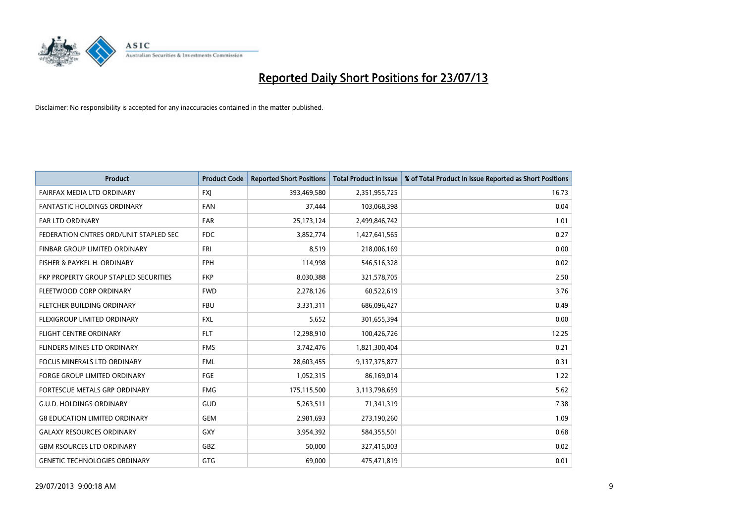# Reported Daily Short Positions for 23/07/13

Disclaimer: No responsibility is accepted for any inaccuracies contained in the matter published.

| Product | Product Code | Reported Short Positions | Total Product in Issue | % of Total Product in Issue Reported as Short Positions |
|---|---|---|---|---|
| FAIRFAX MEDIA LTD ORDINARY | FXJ | 393,469,580 | 2,351,955,725 | 16.73 |
| FANTASTIC HOLDINGS ORDINARY | FAN | 37,444 | 103,068,398 | 0.04 |
| FAR LTD ORDINARY | FAR | 25,173,124 | 2,499,846,742 | 1.01 |
| FEDERATION CNTRES ORD/UNIT STAPLED SEC | FDC | 3,852,774 | 1,427,641,565 | 0.27 |
| FINBAR GROUP LIMITED ORDINARY | FRI | 8,519 | 218,006,169 | 0.00 |
| FISHER & PAYKEL H. ORDINARY | FPH | 114,998 | 546,516,328 | 0.02 |
| FKP PROPERTY GROUP STAPLED SECURITIES | FKP | 8,030,388 | 321,578,705 | 2.50 |
| FLEETWOOD CORP ORDINARY | FWD | 2,278,126 | 60,522,619 | 3.76 |
| FLETCHER BUILDING ORDINARY | FBU | 3,331,311 | 686,096,427 | 0.49 |
| FLEXIGROUP LIMITED ORDINARY | FXL | 5,652 | 301,655,394 | 0.00 |
| FLIGHT CENTRE ORDINARY | FLT | 12,298,910 | 100,426,726 | 12.25 |
| FLINDERS MINES LTD ORDINARY | FMS | 3,742,476 | 1,821,300,404 | 0.21 |
| FOCUS MINERALS LTD ORDINARY | FML | 28,603,455 | 9,137,375,877 | 0.31 |
| FORGE GROUP LIMITED ORDINARY | FGE | 1,052,315 | 86,169,014 | 1.22 |
| FORTESCUE METALS GRP ORDINARY | FMG | 175,115,500 | 3,113,798,659 | 5.62 |
| G.U.D. HOLDINGS ORDINARY | GUD | 5,263,511 | 71,341,319 | 7.38 |
| G8 EDUCATION LIMITED ORDINARY | GEM | 2,981,693 | 273,190,260 | 1.09 |
| GALAXY RESOURCES ORDINARY | GXY | 3,954,392 | 584,355,501 | 0.68 |
| GBM RSOURCES LTD ORDINARY | GBZ | 50,000 | 327,415,003 | 0.02 |
| GENETIC TECHNOLOGIES ORDINARY | GTG | 69,000 | 475,471,819 | 0.01 |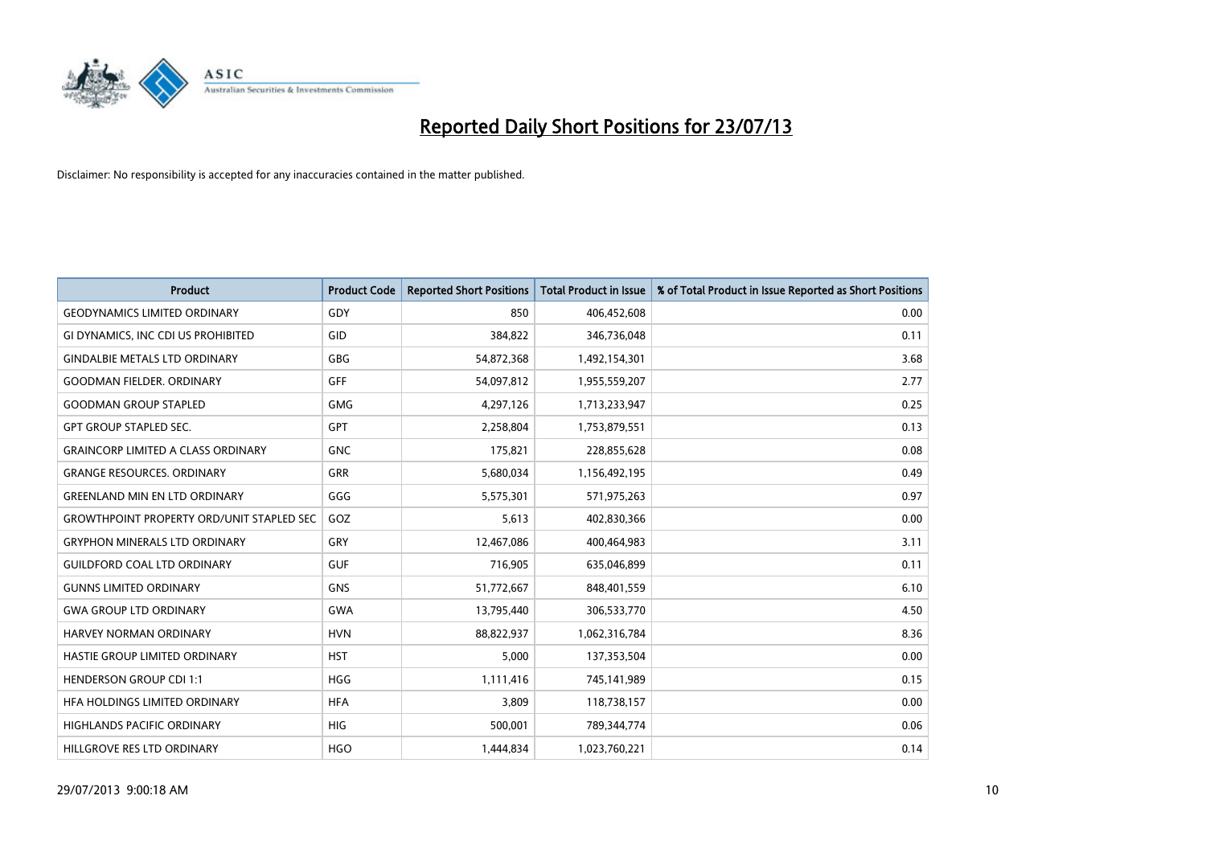# Reported Daily Short Positions for 23/07/13

Disclaimer: No responsibility is accepted for any inaccuracies contained in the matter published.

| Product | Product Code | Reported Short Positions | Total Product in Issue | % of Total Product in Issue Reported as Short Positions |
| --- | --- | --- | --- | --- |
| GEODYNAMICS LIMITED ORDINARY | GDY | 850 | 406,452,608 | 0.00 |
| GI DYNAMICS, INC CDI US PROHIBITED | GID | 384,822 | 346,736,048 | 0.11 |
| GINDALBIE METALS LTD ORDINARY | GBG | 54,872,368 | 1,492,154,301 | 3.68 |
| GOODMAN FIELDER. ORDINARY | GFF | 54,097,812 | 1,955,559,207 | 2.77 |
| GOODMAN GROUP STAPLED | GMG | 4,297,126 | 1,713,233,947 | 0.25 |
| GPT GROUP STAPLED SEC. | GPT | 2,258,804 | 1,753,879,551 | 0.13 |
| GRAINCORP LIMITED A CLASS ORDINARY | GNC | 175,821 | 228,855,628 | 0.08 |
| GRANGE RESOURCES. ORDINARY | GRR | 5,680,034 | 1,156,492,195 | 0.49 |
| GREENLAND MIN EN LTD ORDINARY | GGG | 5,575,301 | 571,975,263 | 0.97 |
| GROWTHPOINT PROPERTY ORD/UNIT STAPLED SEC | GOZ | 5,613 | 402,830,366 | 0.00 |
| GRYPHON MINERALS LTD ORDINARY | GRY | 12,467,086 | 400,464,983 | 3.11 |
| GUILDFORD COAL LTD ORDINARY | GUF | 716,905 | 635,046,899 | 0.11 |
| GUNNS LIMITED ORDINARY | GNS | 51,772,667 | 848,401,559 | 6.10 |
| GWA GROUP LTD ORDINARY | GWA | 13,795,440 | 306,533,770 | 4.50 |
| HARVEY NORMAN ORDINARY | HVN | 88,822,937 | 1,062,316,784 | 8.36 |
| HASTIE GROUP LIMITED ORDINARY | HST | 5,000 | 137,353,504 | 0.00 |
| HENDERSON GROUP CDI 1:1 | HGG | 1,111,416 | 745,141,989 | 0.15 |
| HFA HOLDINGS LIMITED ORDINARY | HFA | 3,809 | 118,738,157 | 0.00 |
| HIGHLANDS PACIFIC ORDINARY | HIG | 500,001 | 789,344,774 | 0.06 |
| HILLGROVE RES LTD ORDINARY | HGO | 1,444,834 | 1,023,760,221 | 0.14 |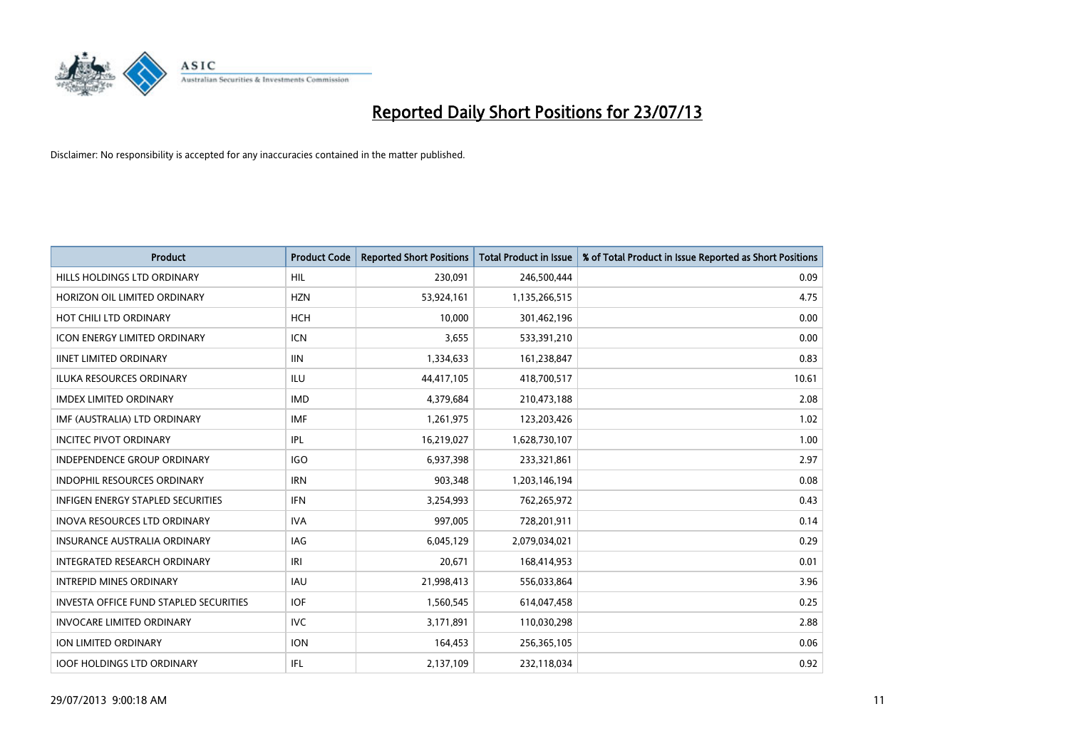# Reported Daily Short Positions for 23/07/13

Disclaimer: No responsibility is accepted for any inaccuracies contained in the matter published.

| Product | Product Code | Reported Short Positions | Total Product in Issue | % of Total Product in Issue Reported as Short Positions |
|---|---|---|---|---|
| HILLS HOLDINGS LTD ORDINARY | HIL | 230,091 | 246,500,444 | 0.09 |
| HORIZON OIL LIMITED ORDINARY | HZN | 53,924,161 | 1,135,266,515 | 4.75 |
| HOT CHILI LTD ORDINARY | HCH | 10,000 | 301,462,196 | 0.00 |
| ICON ENERGY LIMITED ORDINARY | ICN | 3,655 | 533,391,210 | 0.00 |
| IINET LIMITED ORDINARY | IIN | 1,334,633 | 161,238,847 | 0.83 |
| ILUKA RESOURCES ORDINARY | ILU | 44,417,105 | 418,700,517 | 10.61 |
| IMDEX LIMITED ORDINARY | IMD | 4,379,684 | 210,473,188 | 2.08 |
| IMF (AUSTRALIA) LTD ORDINARY | IMF | 1,261,975 | 123,203,426 | 1.02 |
| INCITEC PIVOT ORDINARY | IPL | 16,219,027 | 1,628,730,107 | 1.00 |
| INDEPENDENCE GROUP ORDINARY | IGO | 6,937,398 | 233,321,861 | 2.97 |
| INDOPHIL RESOURCES ORDINARY | IRN | 903,348 | 1,203,146,194 | 0.08 |
| INFIGEN ENERGY STAPLED SECURITIES | IFN | 3,254,993 | 762,265,972 | 0.43 |
| INOVA RESOURCES LTD ORDINARY | IVA | 997,005 | 728,201,911 | 0.14 |
| INSURANCE AUSTRALIA ORDINARY | IAG | 6,045,129 | 2,079,034,021 | 0.29 |
| INTEGRATED RESEARCH ORDINARY | IRI | 20,671 | 168,414,953 | 0.01 |
| INTREPID MINES ORDINARY | IAU | 21,998,413 | 556,033,864 | 3.96 |
| INVESTA OFFICE FUND STAPLED SECURITIES | IOF | 1,560,545 | 614,047,458 | 0.25 |
| INVOCARE LIMITED ORDINARY | IVC | 3,171,891 | 110,030,298 | 2.88 |
| ION LIMITED ORDINARY | ION | 164,453 | 256,365,105 | 0.06 |
| IOOF HOLDINGS LTD ORDINARY | IFL | 2,137,109 | 232,118,034 | 0.92 |

29/07/2013 9:00:18 AM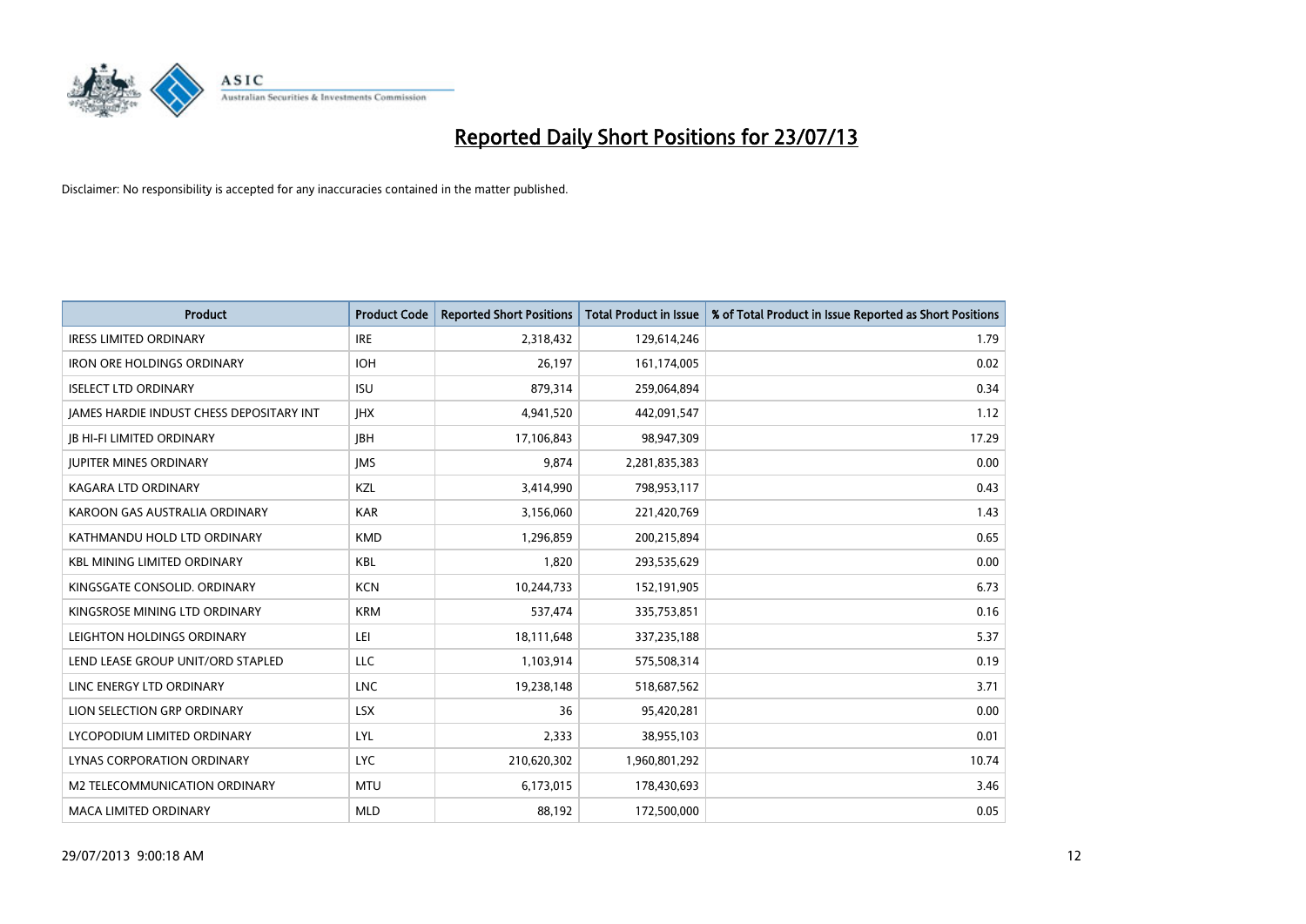# Reported Daily Short Positions for 23/07/13

Disclaimer: No responsibility is accepted for any inaccuracies contained in the matter published.

| Product | Product Code | Reported Short Positions | Total Product in Issue | % of Total Product in Issue Reported as Short Positions |
|---|---|---|---|---|
| IRESS LIMITED ORDINARY | IRE | 2,318,432 | 129,614,246 | 1.79 |
| IRON ORE HOLDINGS ORDINARY | IOH | 26,197 | 161,174,005 | 0.02 |
| ISELECT LTD ORDINARY | ISU | 879,314 | 259,064,894 | 0.34 |
| JAMES HARDIE INDUST CHESS DEPOSITARY INT | JHX | 4,941,520 | 442,091,547 | 1.12 |
| JB HI-FI LIMITED ORDINARY | JBH | 17,106,843 | 98,947,309 | 17.29 |
| JUPITER MINES ORDINARY | JMS | 9,874 | 2,281,835,383 | 0.00 |
| KAGARA LTD ORDINARY | KZL | 3,414,990 | 798,953,117 | 0.43 |
| KAROON GAS AUSTRALIA ORDINARY | KAR | 3,156,060 | 221,420,769 | 1.43 |
| KATHMANDU HOLD LTD ORDINARY | KMD | 1,296,859 | 200,215,894 | 0.65 |
| KBL MINING LIMITED ORDINARY | KBL | 1,820 | 293,535,629 | 0.00 |
| KINGSGATE CONSOLID. ORDINARY | KCN | 10,244,733 | 152,191,905 | 6.73 |
| KINGSROSE MINING LTD ORDINARY | KRM | 537,474 | 335,753,851 | 0.16 |
| LEIGHTON HOLDINGS ORDINARY | LEI | 18,111,648 | 337,235,188 | 5.37 |
| LEND LEASE GROUP UNIT/ORD STAPLED | LLC | 1,103,914 | 575,508,314 | 0.19 |
| LINC ENERGY LTD ORDINARY | LNC | 19,238,148 | 518,687,562 | 3.71 |
| LION SELECTION GRP ORDINARY | LSX | 36 | 95,420,281 | 0.00 |
| LYCOPODIUM LIMITED ORDINARY | LYL | 2,333 | 38,955,103 | 0.01 |
| LYNAS CORPORATION ORDINARY | LYC | 210,620,302 | 1,960,801,292 | 10.74 |
| M2 TELECOMMUNICATION ORDINARY | MTU | 6,173,015 | 178,430,693 | 3.46 |
| MACA LIMITED ORDINARY | MLD | 88,192 | 172,500,000 | 0.05 |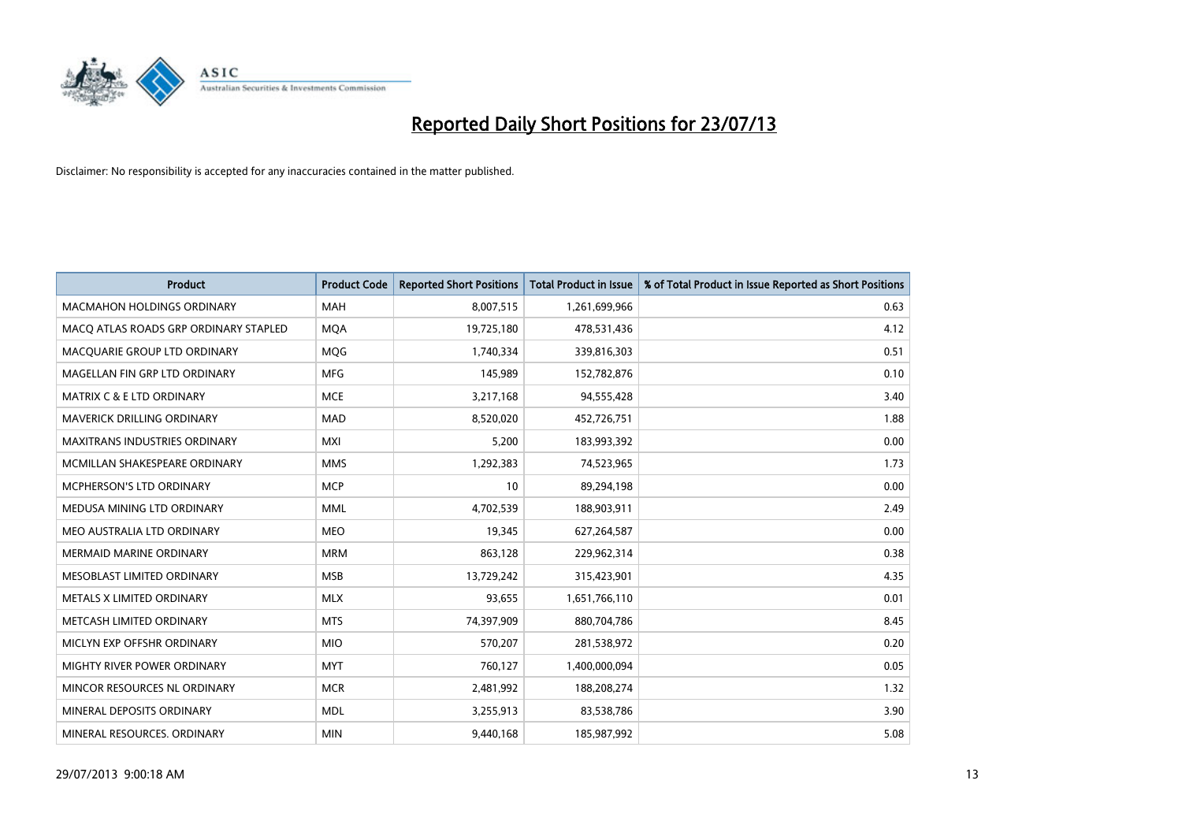# Reported Daily Short Positions for 23/07/13

Disclaimer: No responsibility is accepted for any inaccuracies contained in the matter published.

| Product | Product Code | Reported Short Positions | Total Product in Issue | % of Total Product in Issue Reported as Short Positions |
|---|---|---|---|---|
| MACMAHON HOLDINGS ORDINARY | MAH | 8,007,515 | 1,261,699,966 | 0.63 |
| MACQ ATLAS ROADS GRP ORDINARY STAPLED | MQA | 19,725,180 | 478,531,436 | 4.12 |
| MACQUARIE GROUP LTD ORDINARY | MQG | 1,740,334 | 339,816,303 | 0.51 |
| MAGELLAN FIN GRP LTD ORDINARY | MFG | 145,989 | 152,782,876 | 0.10 |
| MATRIX C & E LTD ORDINARY | MCE | 3,217,168 | 94,555,428 | 3.40 |
| MAVERICK DRILLING ORDINARY | MAD | 8,520,020 | 452,726,751 | 1.88 |
| MAXITRANS INDUSTRIES ORDINARY | MXI | 5,200 | 183,993,392 | 0.00 |
| MCMILLAN SHAKESPEARE ORDINARY | MMS | 1,292,383 | 74,523,965 | 1.73 |
| MCPHERSON'S LTD ORDINARY | MCP | 10 | 89,294,198 | 0.00 |
| MEDUSA MINING LTD ORDINARY | MML | 4,702,539 | 188,903,911 | 2.49 |
| MEO AUSTRALIA LTD ORDINARY | MEO | 19,345 | 627,264,587 | 0.00 |
| MERMAID MARINE ORDINARY | MRM | 863,128 | 229,962,314 | 0.38 |
| MESOBLAST LIMITED ORDINARY | MSB | 13,729,242 | 315,423,901 | 4.35 |
| METALS X LIMITED ORDINARY | MLX | 93,655 | 1,651,766,110 | 0.01 |
| METCASH LIMITED ORDINARY | MTS | 74,397,909 | 880,704,786 | 8.45 |
| MICLYN EXP OFFSHR ORDINARY | MIO | 570,207 | 281,538,972 | 0.20 |
| MIGHTY RIVER POWER ORDINARY | MYT | 760,127 | 1,400,000,094 | 0.05 |
| MINCOR RESOURCES NL ORDINARY | MCR | 2,481,992 | 188,208,274 | 1.32 |
| MINERAL DEPOSITS ORDINARY | MDL | 3,255,913 | 83,538,786 | 3.90 |
| MINERAL RESOURCES. ORDINARY | MIN | 9,440,168 | 185,987,992 | 5.08 |

29/07/2013 9:00:18 AM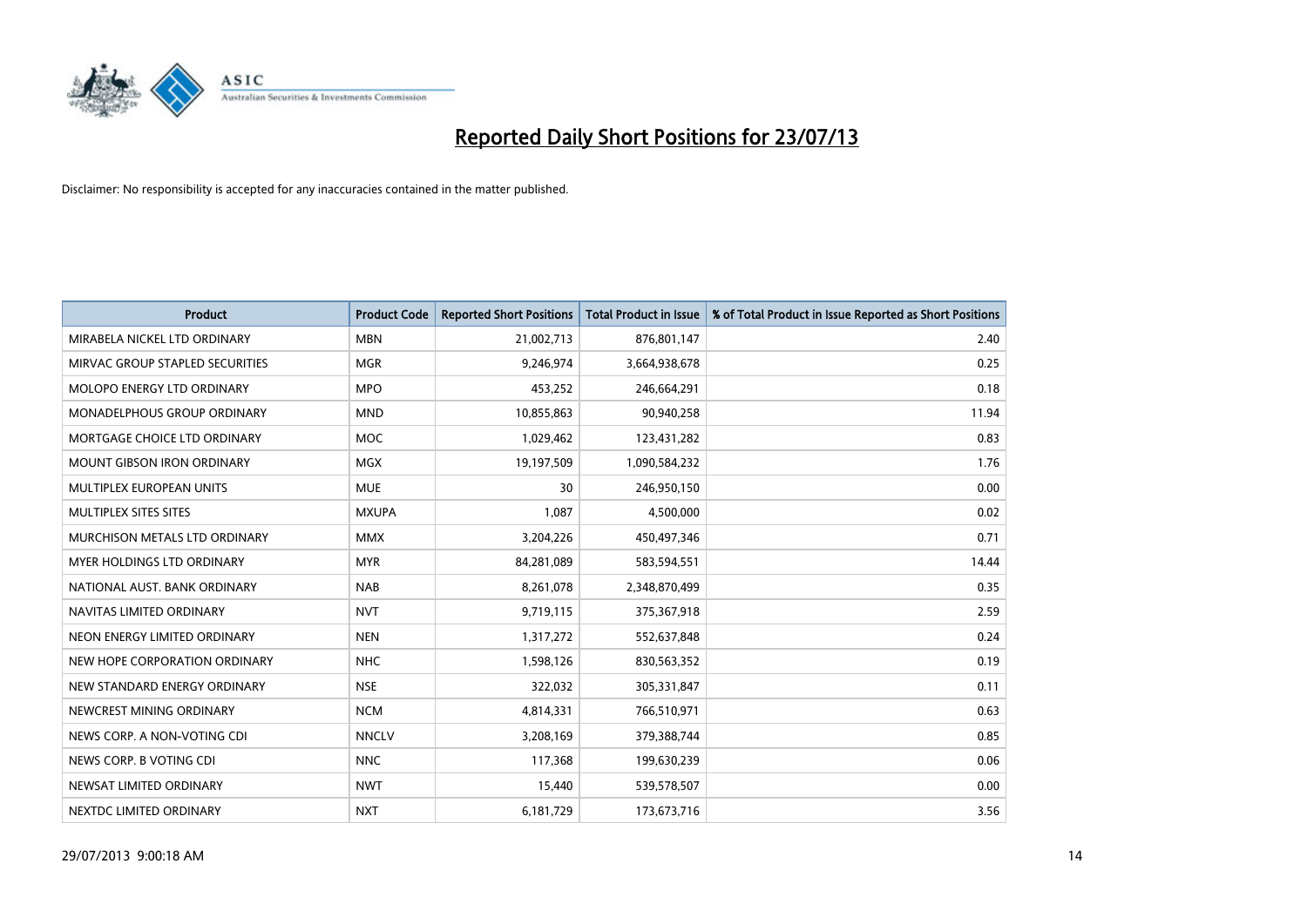# Reported Daily Short Positions for 23/07/13

Disclaimer: No responsibility is accepted for any inaccuracies contained in the matter published.

| Product | Product Code | Reported Short Positions | Total Product in Issue | % of Total Product in Issue Reported as Short Positions |
|---|---|---|---|---|
| MIRABELA NICKEL LTD ORDINARY | MBN | 21,002,713 | 876,801,147 | 2.40 |
| MIRVAC GROUP STAPLED SECURITIES | MGR | 9,246,974 | 3,664,938,678 | 0.25 |
| MOLOPO ENERGY LTD ORDINARY | MPO | 453,252 | 246,664,291 | 0.18 |
| MONADELPHOUS GROUP ORDINARY | MND | 10,855,863 | 90,940,258 | 11.94 |
| MORTGAGE CHOICE LTD ORDINARY | MOC | 1,029,462 | 123,431,282 | 0.83 |
| MOUNT GIBSON IRON ORDINARY | MGX | 19,197,509 | 1,090,584,232 | 1.76 |
| MULTIPLEX EUROPEAN UNITS | MUE | 30 | 246,950,150 | 0.00 |
| MULTIPLEX SITES SITES | MXUPA | 1,087 | 4,500,000 | 0.02 |
| MURCHISON METALS LTD ORDINARY | MMX | 3,204,226 | 450,497,346 | 0.71 |
| MYER HOLDINGS LTD ORDINARY | MYR | 84,281,089 | 583,594,551 | 14.44 |
| NATIONAL AUST. BANK ORDINARY | NAB | 8,261,078 | 2,348,870,499 | 0.35 |
| NAVITAS LIMITED ORDINARY | NVT | 9,719,115 | 375,367,918 | 2.59 |
| NEON ENERGY LIMITED ORDINARY | NEN | 1,317,272 | 552,637,848 | 0.24 |
| NEW HOPE CORPORATION ORDINARY | NHC | 1,598,126 | 830,563,352 | 0.19 |
| NEW STANDARD ENERGY ORDINARY | NSE | 322,032 | 305,331,847 | 0.11 |
| NEWCREST MINING ORDINARY | NCM | 4,814,331 | 766,510,971 | 0.63 |
| NEWS CORP. A NON-VOTING CDI | NNCLV | 3,208,169 | 379,388,744 | 0.85 |
| NEWS CORP. B VOTING CDI | NNC | 117,368 | 199,630,239 | 0.06 |
| NEWSAT LIMITED ORDINARY | NWT | 15,440 | 539,578,507 | 0.00 |
| NEXTDC LIMITED ORDINARY | NXT | 6,181,729 | 173,673,716 | 3.56 |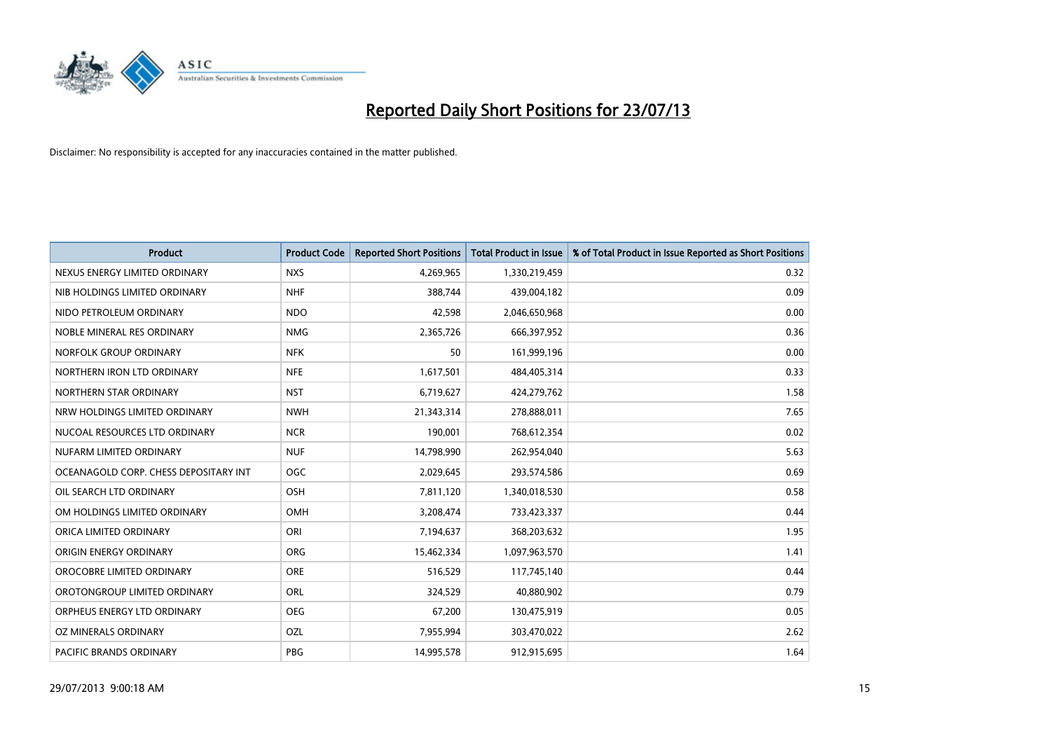# Reported Daily Short Positions for 23/07/13

Disclaimer: No responsibility is accepted for any inaccuracies contained in the matter published.

| Product | Product Code | Reported Short Positions | Total Product in Issue | % of Total Product in Issue Reported as Short Positions |
|---|---|---|---|---|
| NEXUS ENERGY LIMITED ORDINARY | NXS | 4,269,965 | 1,330,219,459 | 0.32 |
| NIB HOLDINGS LIMITED ORDINARY | NHF | 388,744 | 439,004,182 | 0.09 |
| NIDO PETROLEUM ORDINARY | NDO | 42,598 | 2,046,650,968 | 0.00 |
| NOBLE MINERAL RES ORDINARY | NMG | 2,365,726 | 666,397,952 | 0.36 |
| NORFOLK GROUP ORDINARY | NFK | 50 | 161,999,196 | 0.00 |
| NORTHERN IRON LTD ORDINARY | NFE | 1,617,501 | 484,405,314 | 0.33 |
| NORTHERN STAR ORDINARY | NST | 6,719,627 | 424,279,762 | 1.58 |
| NRW HOLDINGS LIMITED ORDINARY | NWH | 21,343,314 | 278,888,011 | 7.65 |
| NUCOAL RESOURCES LTD ORDINARY | NCR | 190,001 | 768,612,354 | 0.02 |
| NUFARM LIMITED ORDINARY | NUF | 14,798,990 | 262,954,040 | 5.63 |
| OCEANAGOLD CORP. CHESS DEPOSITARY INT | OGC | 2,029,645 | 293,574,586 | 0.69 |
| OIL SEARCH LTD ORDINARY | OSH | 7,811,120 | 1,340,018,530 | 0.58 |
| OM HOLDINGS LIMITED ORDINARY | OMH | 3,208,474 | 733,423,337 | 0.44 |
| ORICA LIMITED ORDINARY | ORI | 7,194,637 | 368,203,632 | 1.95 |
| ORIGIN ENERGY ORDINARY | ORG | 15,462,334 | 1,097,963,570 | 1.41 |
| OROCOBRE LIMITED ORDINARY | ORE | 516,529 | 117,745,140 | 0.44 |
| OROTONGROUP LIMITED ORDINARY | ORL | 324,529 | 40,880,902 | 0.79 |
| ORPHEUS ENERGY LTD ORDINARY | OEG | 67,200 | 130,475,919 | 0.05 |
| OZ MINERALS ORDINARY | OZL | 7,955,994 | 303,470,022 | 2.62 |
| PACIFIC BRANDS ORDINARY | PBG | 14,995,578 | 912,915,695 | 1.64 |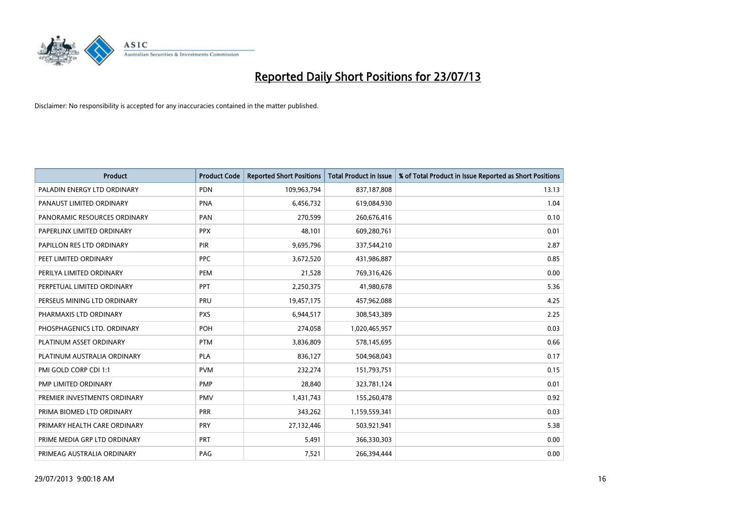# Reported Daily Short Positions for 23/07/13

Disclaimer: No responsibility is accepted for any inaccuracies contained in the matter published.

| Product | Product Code | Reported Short Positions | Total Product in Issue | % of Total Product in Issue Reported as Short Positions |
|---|---|---|---|---|
| PALADIN ENERGY LTD ORDINARY | PDN | 109,963,794 | 837,187,808 | 13.13 |
| PANAUST LIMITED ORDINARY | PNA | 6,456,732 | 619,084,930 | 1.04 |
| PANORAMIC RESOURCES ORDINARY | PAN | 270,599 | 260,676,416 | 0.10 |
| PAPERLINX LIMITED ORDINARY | PPX | 48,101 | 609,280,761 | 0.01 |
| PAPILLON RES LTD ORDINARY | PIR | 9,695,796 | 337,544,210 | 2.87 |
| PEET LIMITED ORDINARY | PPC | 3,672,520 | 431,986,887 | 0.85 |
| PERILYA LIMITED ORDINARY | PEM | 21,528 | 769,316,426 | 0.00 |
| PERPETUAL LIMITED ORDINARY | PPT | 2,250,375 | 41,980,678 | 5.36 |
| PERSEUS MINING LTD ORDINARY | PRU | 19,457,175 | 457,962,088 | 4.25 |
| PHARMAXIS LTD ORDINARY | PXS | 6,944,517 | 308,543,389 | 2.25 |
| PHOSPHAGENICS LTD. ORDINARY | POH | 274,058 | 1,020,465,957 | 0.03 |
| PLATINUM ASSET ORDINARY | PTM | 3,836,809 | 578,145,695 | 0.66 |
| PLATINUM AUSTRALIA ORDINARY | PLA | 836,127 | 504,968,043 | 0.17 |
| PMI GOLD CORP CDI 1:1 | PVM | 232,274 | 151,793,751 | 0.15 |
| PMP LIMITED ORDINARY | PMP | 28,840 | 323,781,124 | 0.01 |
| PREMIER INVESTMENTS ORDINARY | PMV | 1,431,743 | 155,260,478 | 0.92 |
| PRIMA BIOMED LTD ORDINARY | PRR | 343,262 | 1,159,559,341 | 0.03 |
| PRIMARY HEALTH CARE ORDINARY | PRY | 27,132,446 | 503,921,941 | 5.38 |
| PRIME MEDIA GRP LTD ORDINARY | PRT | 5,491 | 366,330,303 | 0.00 |
| PRIMEAG AUSTRALIA ORDINARY | PAG | 7,521 | 266,394,444 | 0.00 |

29/07/2013 9:00:18 AM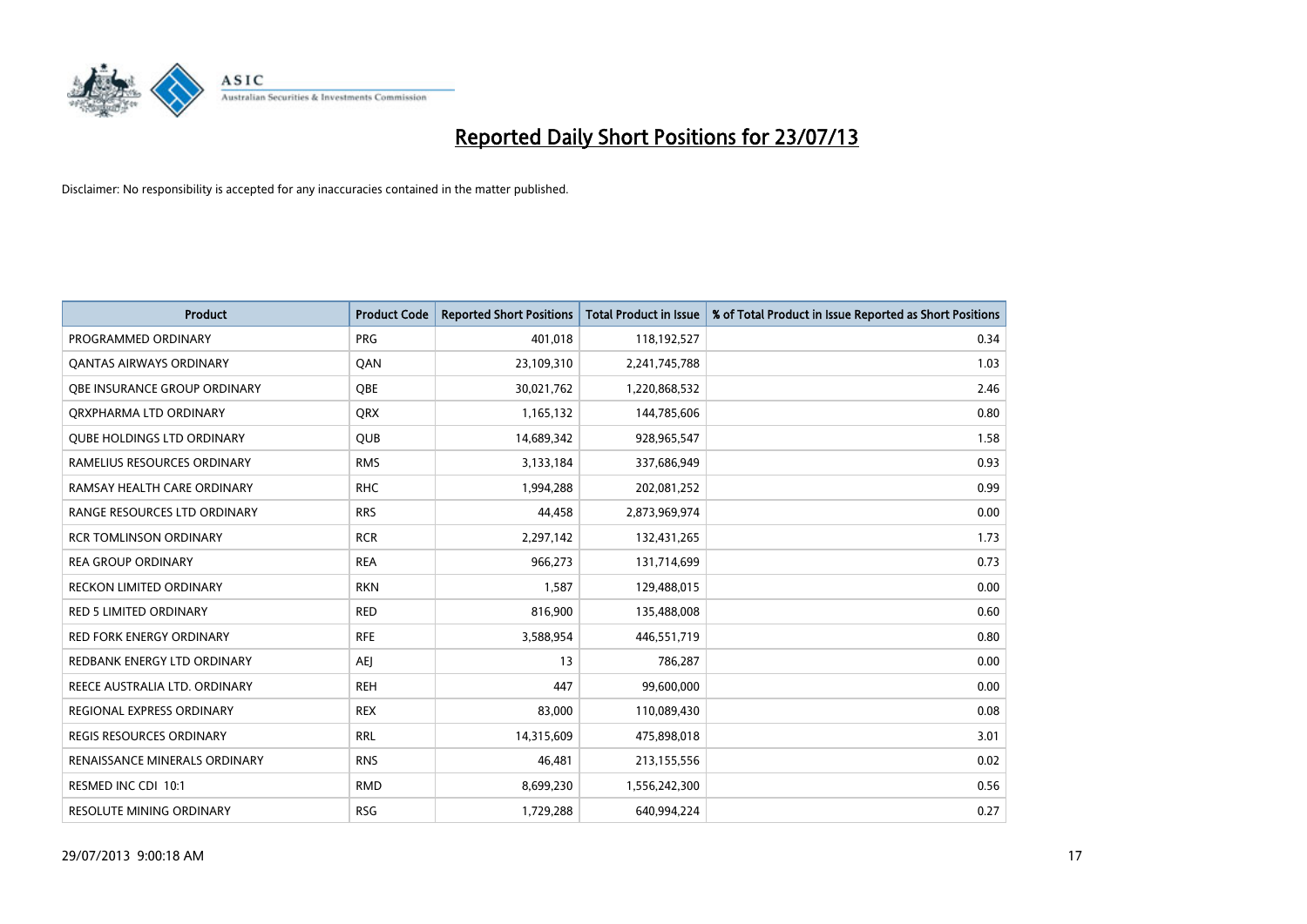# Reported Daily Short Positions for 23/07/13

Disclaimer: No responsibility is accepted for any inaccuracies contained in the matter published.

| Product | Product Code | Reported Short Positions | Total Product in Issue | % of Total Product in Issue Reported as Short Positions |
|---|---|---|---|---|
| PROGRAMMED ORDINARY | PRG | 401,018 | 118,192,527 | 0.34 |
| QANTAS AIRWAYS ORDINARY | QAN | 23,109,310 | 2,241,745,788 | 1.03 |
| QBE INSURANCE GROUP ORDINARY | QBE | 30,021,762 | 1,220,868,532 | 2.46 |
| QRXPHARMA LTD ORDINARY | QRX | 1,165,132 | 144,785,606 | 0.80 |
| QUBE HOLDINGS LTD ORDINARY | QUB | 14,689,342 | 928,965,547 | 1.58 |
| RAMELIUS RESOURCES ORDINARY | RMS | 3,133,184 | 337,686,949 | 0.93 |
| RAMSAY HEALTH CARE ORDINARY | RHC | 1,994,288 | 202,081,252 | 0.99 |
| RANGE RESOURCES LTD ORDINARY | RRS | 44,458 | 2,873,969,974 | 0.00 |
| RCR TOMLINSON ORDINARY | RCR | 2,297,142 | 132,431,265 | 1.73 |
| REA GROUP ORDINARY | REA | 966,273 | 131,714,699 | 0.73 |
| RECKON LIMITED ORDINARY | RKN | 1,587 | 129,488,015 | 0.00 |
| RED 5 LIMITED ORDINARY | RED | 816,900 | 135,488,008 | 0.60 |
| RED FORK ENERGY ORDINARY | RFE | 3,588,954 | 446,551,719 | 0.80 |
| REDBANK ENERGY LTD ORDINARY | AEJ | 13 | 786,287 | 0.00 |
| REECE AUSTRALIA LTD. ORDINARY | REH | 447 | 99,600,000 | 0.00 |
| REGIONAL EXPRESS ORDINARY | REX | 83,000 | 110,089,430 | 0.08 |
| REGIS RESOURCES ORDINARY | RRL | 14,315,609 | 475,898,018 | 3.01 |
| RENAISSANCE MINERALS ORDINARY | RNS | 46,481 | 213,155,556 | 0.02 |
| RESMED INC CDI 10:1 | RMD | 8,699,230 | 1,556,242,300 | 0.56 |
| RESOLUTE MINING ORDINARY | RSG | 1,729,288 | 640,994,224 | 0.27 |

29/07/2013 9:00:18 AM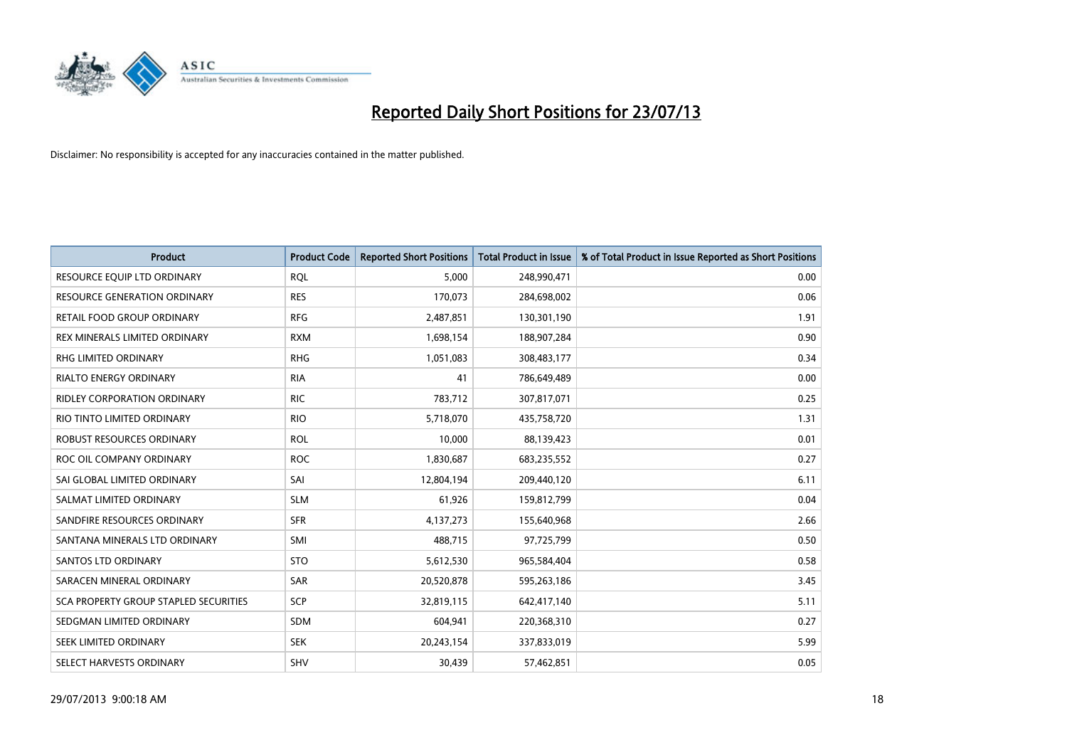# Reported Daily Short Positions for 23/07/13

Disclaimer: No responsibility is accepted for any inaccuracies contained in the matter published.

| Product | Product Code | Reported Short Positions | Total Product in Issue | % of Total Product in Issue Reported as Short Positions |
|---|---|---|---|---|
| RESOURCE EQUIP LTD ORDINARY | RQL | 5,000 | 248,990,471 | 0.00 |
| RESOURCE GENERATION ORDINARY | RES | 170,073 | 284,698,002 | 0.06 |
| RETAIL FOOD GROUP ORDINARY | RFG | 2,487,851 | 130,301,190 | 1.91 |
| REX MINERALS LIMITED ORDINARY | RXM | 1,698,154 | 188,907,284 | 0.90 |
| RHG LIMITED ORDINARY | RHG | 1,051,083 | 308,483,177 | 0.34 |
| RIALTO ENERGY ORDINARY | RIA | 41 | 786,649,489 | 0.00 |
| RIDLEY CORPORATION ORDINARY | RIC | 783,712 | 307,817,071 | 0.25 |
| RIO TINTO LIMITED ORDINARY | RIO | 5,718,070 | 435,758,720 | 1.31 |
| ROBUST RESOURCES ORDINARY | ROL | 10,000 | 88,139,423 | 0.01 |
| ROC OIL COMPANY ORDINARY | ROC | 1,830,687 | 683,235,552 | 0.27 |
| SAI GLOBAL LIMITED ORDINARY | SAI | 12,804,194 | 209,440,120 | 6.11 |
| SALMAT LIMITED ORDINARY | SLM | 61,926 | 159,812,799 | 0.04 |
| SANDFIRE RESOURCES ORDINARY | SFR | 4,137,273 | 155,640,968 | 2.66 |
| SANTANA MINERALS LTD ORDINARY | SMI | 488,715 | 97,725,799 | 0.50 |
| SANTOS LTD ORDINARY | STO | 5,612,530 | 965,584,404 | 0.58 |
| SARACEN MINERAL ORDINARY | SAR | 20,520,878 | 595,263,186 | 3.45 |
| SCA PROPERTY GROUP STAPLED SECURITIES | SCP | 32,819,115 | 642,417,140 | 5.11 |
| SEDGMAN LIMITED ORDINARY | SDM | 604,941 | 220,368,310 | 0.27 |
| SEEK LIMITED ORDINARY | SEK | 20,243,154 | 337,833,019 | 5.99 |
| SELECT HARVESTS ORDINARY | SHV | 30,439 | 57,462,851 | 0.05 |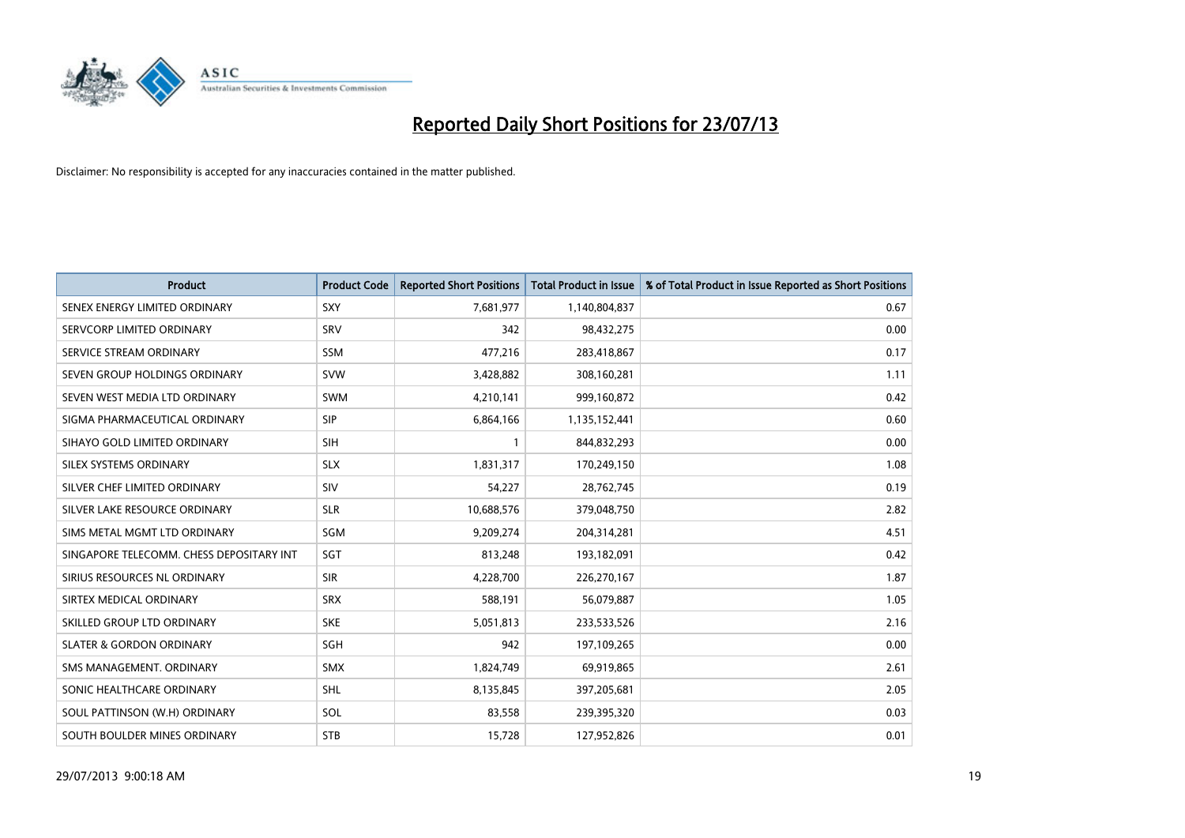# Reported Daily Short Positions for 23/07/13

Disclaimer: No responsibility is accepted for any inaccuracies contained in the matter published.

| Product | Product Code | Reported Short Positions | Total Product in Issue | % of Total Product in Issue Reported as Short Positions |
|---|---|---|---|---|
| SENEX ENERGY LIMITED ORDINARY | SXY | 7,681,977 | 1,140,804,837 | 0.67 |
| SERVCORP LIMITED ORDINARY | SRV | 342 | 98,432,275 | 0.00 |
| SERVICE STREAM ORDINARY | SSM | 477,216 | 283,418,867 | 0.17 |
| SEVEN GROUP HOLDINGS ORDINARY | SVW | 3,428,882 | 308,160,281 | 1.11 |
| SEVEN WEST MEDIA LTD ORDINARY | SWM | 4,210,141 | 999,160,872 | 0.42 |
| SIGMA PHARMACEUTICAL ORDINARY | SIP | 6,864,166 | 1,135,152,441 | 0.60 |
| SIHAYO GOLD LIMITED ORDINARY | SIH | 1 | 844,832,293 | 0.00 |
| SILEX SYSTEMS ORDINARY | SLX | 1,831,317 | 170,249,150 | 1.08 |
| SILVER CHEF LIMITED ORDINARY | SIV | 54,227 | 28,762,745 | 0.19 |
| SILVER LAKE RESOURCE ORDINARY | SLR | 10,688,576 | 379,048,750 | 2.82 |
| SIMS METAL MGMT LTD ORDINARY | SGM | 9,209,274 | 204,314,281 | 4.51 |
| SINGAPORE TELECOMM. CHESS DEPOSITARY INT | SGT | 813,248 | 193,182,091 | 0.42 |
| SIRIUS RESOURCES NL ORDINARY | SIR | 4,228,700 | 226,270,167 | 1.87 |
| SIRTEX MEDICAL ORDINARY | SRX | 588,191 | 56,079,887 | 1.05 |
| SKILLED GROUP LTD ORDINARY | SKE | 5,051,813 | 233,533,526 | 2.16 |
| SLATER & GORDON ORDINARY | SGH | 942 | 197,109,265 | 0.00 |
| SMS MANAGEMENT. ORDINARY | SMX | 1,824,749 | 69,919,865 | 2.61 |
| SONIC HEALTHCARE ORDINARY | SHL | 8,135,845 | 397,205,681 | 2.05 |
| SOUL PATTINSON (W.H) ORDINARY | SOL | 83,558 | 239,395,320 | 0.03 |
| SOUTH BOULDER MINES ORDINARY | STB | 15,728 | 127,952,826 | 0.01 |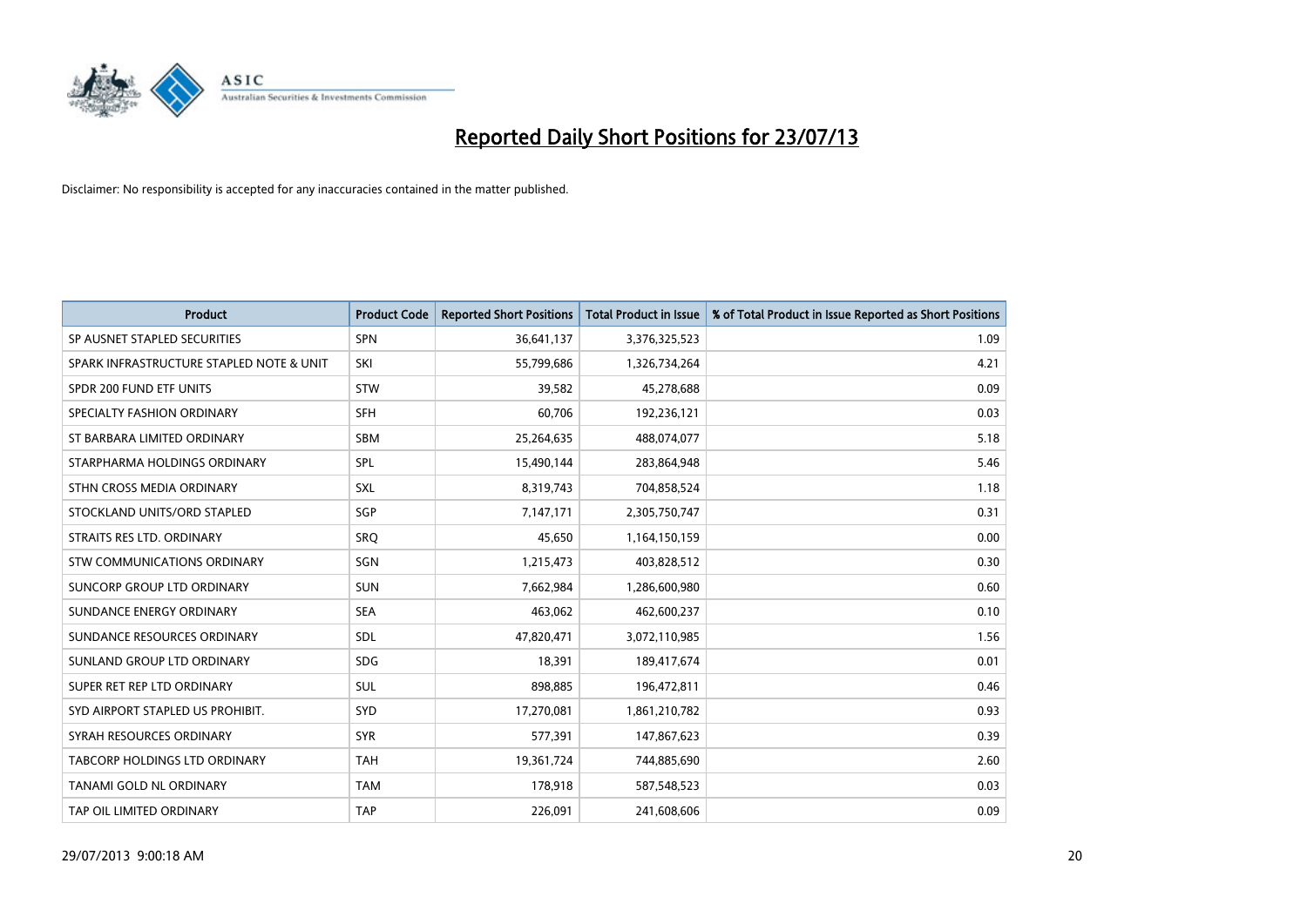# Reported Daily Short Positions for 23/07/13

Disclaimer: No responsibility is accepted for any inaccuracies contained in the matter published.

| Product | Product Code | Reported Short Positions | Total Product in Issue | % of Total Product in Issue Reported as Short Positions |
|---|---|---|---|---|
| SP AUSNET STAPLED SECURITIES | SPN | 36,641,137 | 3,376,325,523 | 1.09 |
| SPARK INFRASTRUCTURE STAPLED NOTE & UNIT | SKI | 55,799,686 | 1,326,734,264 | 4.21 |
| SPDR 200 FUND ETF UNITS | STW | 39,582 | 45,278,688 | 0.09 |
| SPECIALTY FASHION ORDINARY | SFH | 60,706 | 192,236,121 | 0.03 |
| ST BARBARA LIMITED ORDINARY | SBM | 25,264,635 | 488,074,077 | 5.18 |
| STARPHARMA HOLDINGS ORDINARY | SPL | 15,490,144 | 283,864,948 | 5.46 |
| STHN CROSS MEDIA ORDINARY | SXL | 8,319,743 | 704,858,524 | 1.18 |
| STOCKLAND UNITS/ORD STAPLED | SGP | 7,147,171 | 2,305,750,747 | 0.31 |
| STRAITS RES LTD. ORDINARY | SRQ | 45,650 | 1,164,150,159 | 0.00 |
| STW COMMUNICATIONS ORDINARY | SGN | 1,215,473 | 403,828,512 | 0.30 |
| SUNCORP GROUP LTD ORDINARY | SUN | 7,662,984 | 1,286,600,980 | 0.60 |
| SUNDANCE ENERGY ORDINARY | SEA | 463,062 | 462,600,237 | 0.10 |
| SUNDANCE RESOURCES ORDINARY | SDL | 47,820,471 | 3,072,110,985 | 1.56 |
| SUNLAND GROUP LTD ORDINARY | SDG | 18,391 | 189,417,674 | 0.01 |
| SUPER RET REP LTD ORDINARY | SUL | 898,885 | 196,472,811 | 0.46 |
| SYD AIRPORT STAPLED US PROHIBIT. | SYD | 17,270,081 | 1,861,210,782 | 0.93 |
| SYRAH RESOURCES ORDINARY | SYR | 577,391 | 147,867,623 | 0.39 |
| TABCORP HOLDINGS LTD ORDINARY | TAH | 19,361,724 | 744,885,690 | 2.60 |
| TANAMI GOLD NL ORDINARY | TAM | 178,918 | 587,548,523 | 0.03 |
| TAP OIL LIMITED ORDINARY | TAP | 226,091 | 241,608,606 | 0.09 |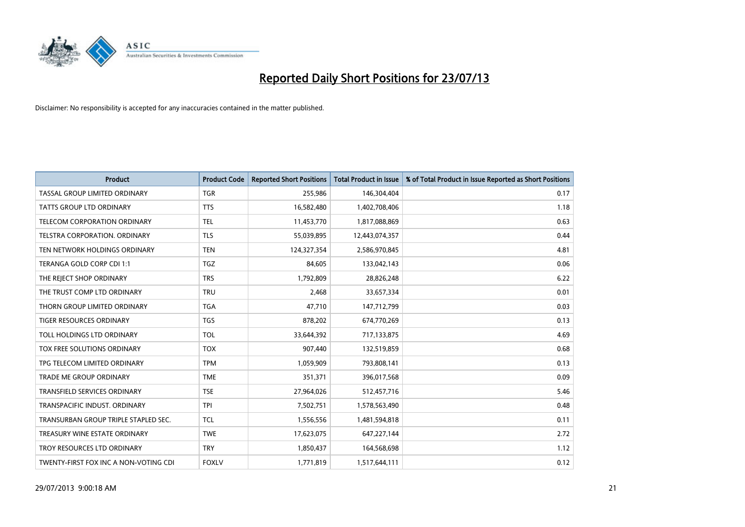# Reported Daily Short Positions for 23/07/13

Disclaimer: No responsibility is accepted for any inaccuracies contained in the matter published.

| Product | Product Code | Reported Short Positions | Total Product in Issue | % of Total Product in Issue Reported as Short Positions |
| --- | --- | --- | --- | --- |
| TASSAL GROUP LIMITED ORDINARY | TGR | 255,986 | 146,304,404 | 0.17 |
| TATTS GROUP LTD ORDINARY | TTS | 16,582,480 | 1,402,708,406 | 1.18 |
| TELECOM CORPORATION ORDINARY | TEL | 11,453,770 | 1,817,088,869 | 0.63 |
| TELSTRA CORPORATION. ORDINARY | TLS | 55,039,895 | 12,443,074,357 | 0.44 |
| TEN NETWORK HOLDINGS ORDINARY | TEN | 124,327,354 | 2,586,970,845 | 4.81 |
| TERANGA GOLD CORP CDI 1:1 | TGZ | 84,605 | 133,042,143 | 0.06 |
| THE REJECT SHOP ORDINARY | TRS | 1,792,809 | 28,826,248 | 6.22 |
| THE TRUST COMP LTD ORDINARY | TRU | 2,468 | 33,657,334 | 0.01 |
| THORN GROUP LIMITED ORDINARY | TGA | 47,710 | 147,712,799 | 0.03 |
| TIGER RESOURCES ORDINARY | TGS | 878,202 | 674,770,269 | 0.13 |
| TOLL HOLDINGS LTD ORDINARY | TOL | 33,644,392 | 717,133,875 | 4.69 |
| TOX FREE SOLUTIONS ORDINARY | TOX | 907,440 | 132,519,859 | 0.68 |
| TPG TELECOM LIMITED ORDINARY | TPM | 1,059,909 | 793,808,141 | 0.13 |
| TRADE ME GROUP ORDINARY | TME | 351,371 | 396,017,568 | 0.09 |
| TRANSFIELD SERVICES ORDINARY | TSE | 27,964,026 | 512,457,716 | 5.46 |
| TRANSPACIFIC INDUST. ORDINARY | TPI | 7,502,751 | 1,578,563,490 | 0.48 |
| TRANSURBAN GROUP TRIPLE STAPLED SEC. | TCL | 1,556,556 | 1,481,594,818 | 0.11 |
| TREASURY WINE ESTATE ORDINARY | TWE | 17,623,075 | 647,227,144 | 2.72 |
| TROY RESOURCES LTD ORDINARY | TRY | 1,850,437 | 164,568,698 | 1.12 |
| TWENTY-FIRST FOX INC A NON-VOTING CDI | FOXLV | 1,771,819 | 1,517,644,111 | 0.12 |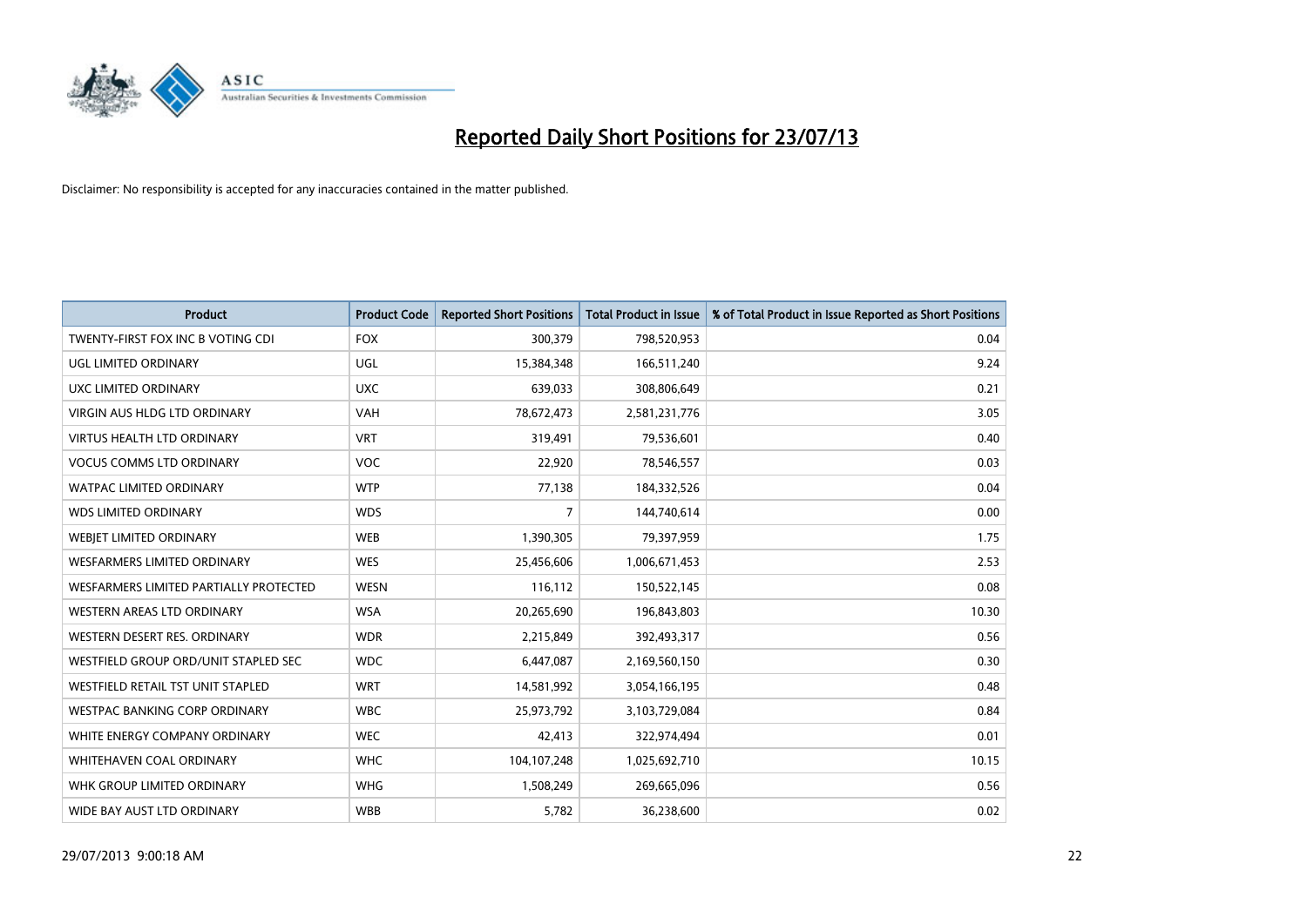# Reported Daily Short Positions for 23/07/13

Disclaimer: No responsibility is accepted for any inaccuracies contained in the matter published.

| Product | Product Code | Reported Short Positions | Total Product in Issue | % of Total Product in Issue Reported as Short Positions |
|---|---|---|---|---|
| TWENTY-FIRST FOX INC B VOTING CDI | FOX | 300,379 | 798,520,953 | 0.04 |
| UGL LIMITED ORDINARY | UGL | 15,384,348 | 166,511,240 | 9.24 |
| UXC LIMITED ORDINARY | UXC | 639,033 | 308,806,649 | 0.21 |
| VIRGIN AUS HLDG LTD ORDINARY | VAH | 78,672,473 | 2,581,231,776 | 3.05 |
| VIRTUS HEALTH LTD ORDINARY | VRT | 319,491 | 79,536,601 | 0.40 |
| VOCUS COMMS LTD ORDINARY | VOC | 22,920 | 78,546,557 | 0.03 |
| WATPAC LIMITED ORDINARY | WTP | 77,138 | 184,332,526 | 0.04 |
| WDS LIMITED ORDINARY | WDS | 7 | 144,740,614 | 0.00 |
| WEBJET LIMITED ORDINARY | WEB | 1,390,305 | 79,397,959 | 1.75 |
| WESFARMERS LIMITED ORDINARY | WES | 25,456,606 | 1,006,671,453 | 2.53 |
| WESFARMERS LIMITED PARTIALLY PROTECTED | WESN | 116,112 | 150,522,145 | 0.08 |
| WESTERN AREAS LTD ORDINARY | WSA | 20,265,690 | 196,843,803 | 10.30 |
| WESTERN DESERT RES. ORDINARY | WDR | 2,215,849 | 392,493,317 | 0.56 |
| WESTFIELD GROUP ORD/UNIT STAPLED SEC | WDC | 6,447,087 | 2,169,560,150 | 0.30 |
| WESTFIELD RETAIL TST UNIT STAPLED | WRT | 14,581,992 | 3,054,166,195 | 0.48 |
| WESTPAC BANKING CORP ORDINARY | WBC | 25,973,792 | 3,103,729,084 | 0.84 |
| WHITE ENERGY COMPANY ORDINARY | WEC | 42,413 | 322,974,494 | 0.01 |
| WHITEHAVEN COAL ORDINARY | WHC | 104,107,248 | 1,025,692,710 | 10.15 |
| WHK GROUP LIMITED ORDINARY | WHG | 1,508,249 | 269,665,096 | 0.56 |
| WIDE BAY AUST LTD ORDINARY | WBB | 5,782 | 36,238,600 | 0.02 |

29/07/2013 9:00:18 AM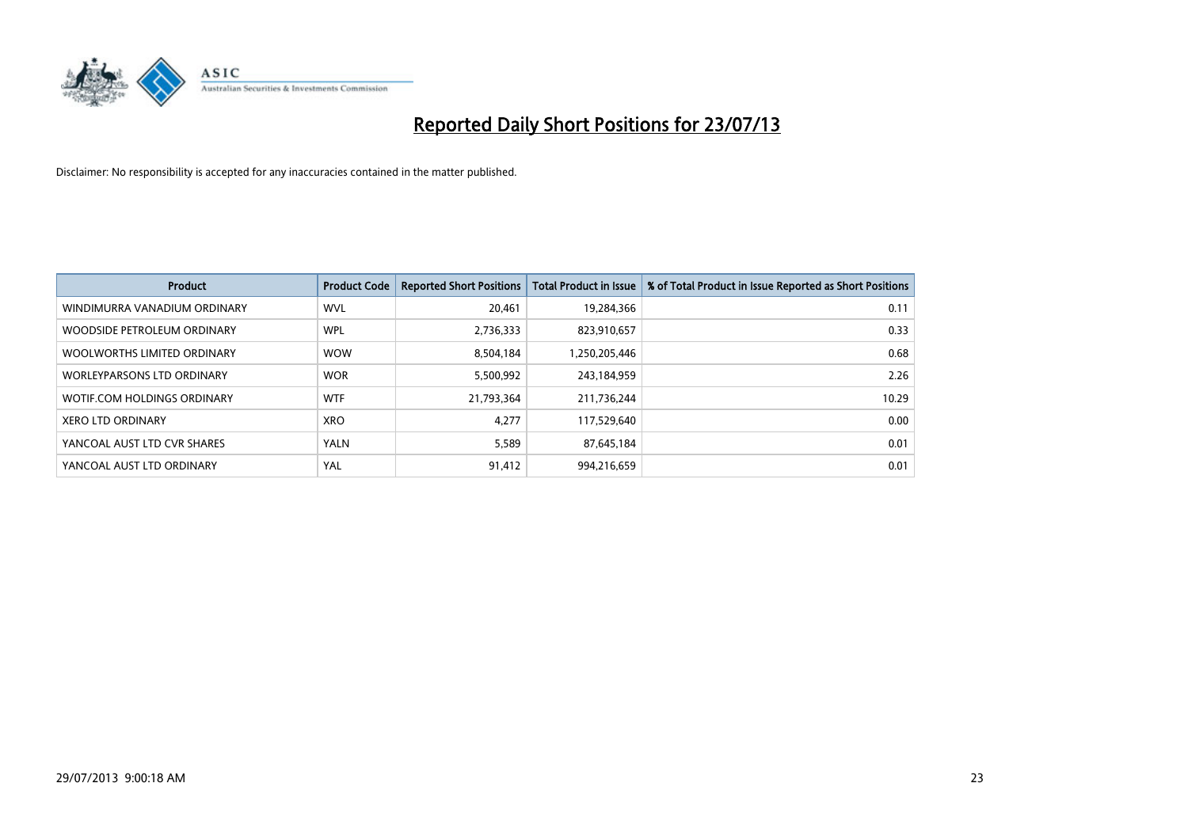# Reported Daily Short Positions for 23/07/13

Disclaimer: No responsibility is accepted for any inaccuracies contained in the matter published.

| Product | Product Code | Reported Short Positions | Total Product in Issue | % of Total Product in Issue Reported as Short Positions |
|---|---|---|---|---|
| WINDIMURRA VANADIUM ORDINARY | WVL | 20,461 | 19,284,366 | 0.11 |
| WOODSIDE PETROLEUM ORDINARY | WPL | 2,736,333 | 823,910,657 | 0.33 |
| WOOLWORTHS LIMITED ORDINARY | WOW | 8,504,184 | 1,250,205,446 | 0.68 |
| WORLEYPARSONS LTD ORDINARY | WOR | 5,500,992 | 243,184,959 | 2.26 |
| WOTIF.COM HOLDINGS ORDINARY | WTF | 21,793,364 | 211,736,244 | 10.29 |
| XERO LTD ORDINARY | XRO | 4,277 | 117,529,640 | 0.00 |
| YANCOAL AUST LTD CVR SHARES | YALN | 5,589 | 87,645,184 | 0.01 |
| YANCOAL AUST LTD ORDINARY | YAL | 91,412 | 994,216,659 | 0.01 |